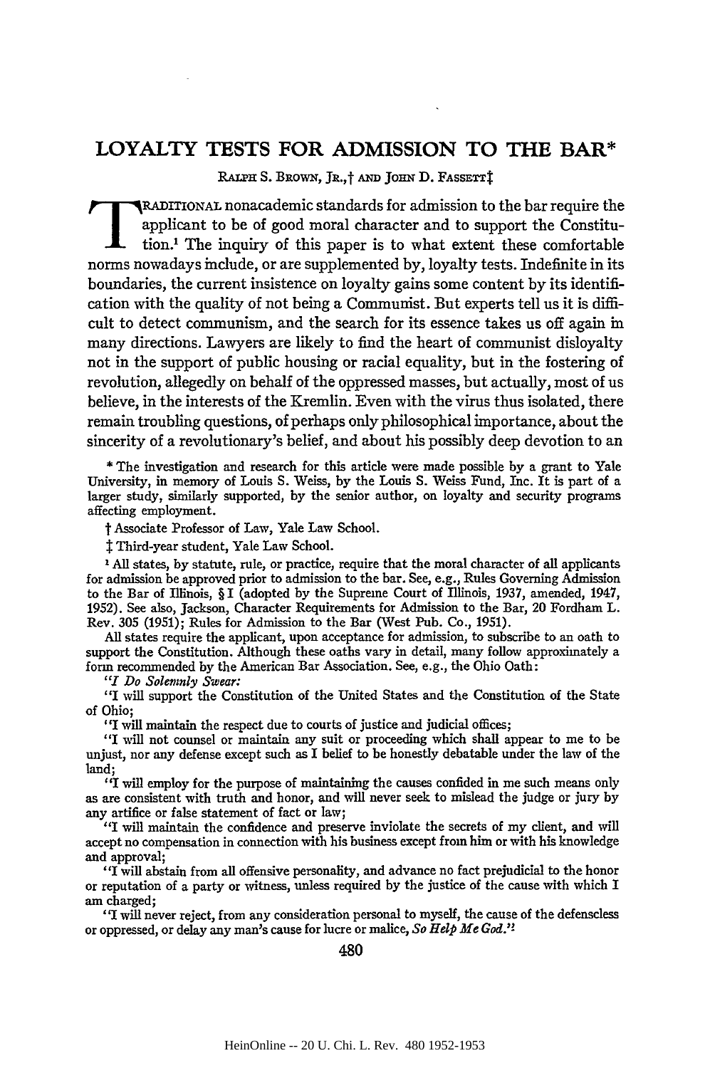# LOYALTY TESTS FOR ADMISSION TO THE BAR*

RALPH S. BROWN, JR.,† AND JOHN D. FASSETT‡

TRADITIONAL nonacademic standards for admission to the bar require the applicant to be of good moral character and to support the Constitution.[1] The inquiry of this paper is to what extent these comfortable norms nowadays include, or are supplemented by, loyalty tests. Indefinite in its boundaries, the current insistence on loyalty gains some content by its identification with the quality of not being a Communist. But experts tell us it is difficult to detect communism, and the search for its essence takes us off again in many directions. Lawyers are likely to find the heart of communist disloyalty not in the support of public housing or racial equality, but in the fostering of revolution, allegedly on behalf of the oppressed masses, but actually, most of us believe, in the interests of the Kremlin. Even with the virus thus isolated, there remain troubling questions, of perhaps only philosophical importance, about the sincerity of a revolutionary's belief, and about his possibly deep devotion to an

\* The investigation and research for this article were made possible by a grant to Yale University, in memory of Louis S. Weiss, by the Louis S. Weiss Fund, Inc. It is part of a larger study, similarly supported, by the senior author, on loyalty and security programs affecting employment.

† Associate Professor of Law, Yale Law School.

‡ Third-year student, Yale Law School.

[1] All states, by statute, rule, or practice, require that the moral character of all applicants for admission be approved prior to admission to the bar. See, e.g., Rules Governing Admission to the Bar of Illinois, § I (adopted by the Supreme Court of Illinois, 1937, amended, 1947, 1952). See also, Jackson, Character Requirements for Admission to the Bar, 20 Fordham L. Rev. 305 (1951); Rules for Admission to the Bar (West Pub. Co., 1951).

All states require the applicant, upon acceptance for admission, to subscribe to an oath to support the Constitution. Although these oaths vary in detail, many follow approximately a form recommended by the American Bar Association. See, e.g., the Ohio Oath:

"*I Do Solemnly Swear:*

"I will support the Constitution of the United States and the Constitution of the State of Ohio;

"I will maintain the respect due to courts of justice and judicial offices;

"I will not counsel or maintain any suit or proceeding which shall appear to me to be unjust, nor any defense except such as I belief to be honestly debatable under the law of the land;

"I will employ for the purpose of maintaining the causes confided in me such means only as are consistent with truth and honor, and will never seek to mislead the judge or jury by any artifice or false statement of fact or law;

"I will maintain the confidence and preserve inviolate the secrets of my client, and will accept no compensation in connection with his business except from him or with his knowledge and approval;

"I will abstain from all offensive personality, and advance no fact prejudicial to the honor or reputation of a party or witness, unless required by the justice of the cause with which I am charged;

"I will never reject, from any consideration personal to myself, the cause of the defenseless or oppressed, or delay any man's cause for lucre or malice, *So Help Me God.*"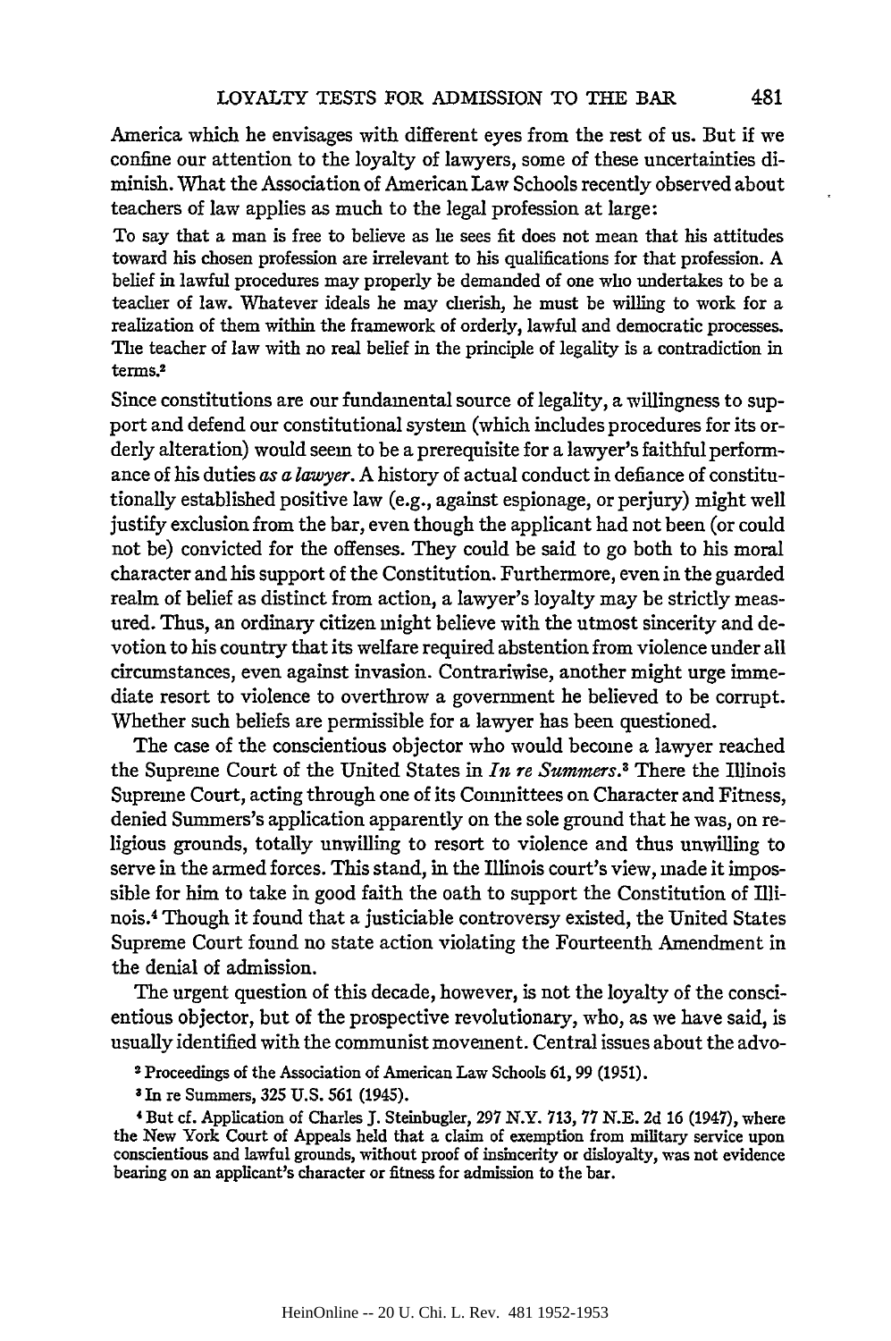America which he envisages with different eyes from the rest of us. But if we confine our attention to the loyalty of lawyers, some of these uncertainties diminish. What the Association of American Law Schools recently observed about teachers of law applies as much to the legal profession at large:

> To say that a man is free to believe as he sees fit does not mean that his attitudes toward his chosen profession are irrelevant to his qualifications for that profession. A belief in lawful procedures may properly be demanded of one who undertakes to be a teacher of law. Whatever ideals he may cherish, he must be willing to work for a realization of them within the framework of orderly, lawful and democratic processes. The teacher of law with no real belief in the principle of legality is a contradiction in terms.[2]

Since constitutions are our fundamental source of legality, a willingness to support and defend our constitutional system (which includes procedures for its orderly alteration) would seem to be a prerequisite for a lawyer's faithful performance of his duties *as a lawyer*. A history of actual conduct in defiance of constitutionally established positive law (e.g., against espionage, or perjury) might well justify exclusion from the bar, even though the applicant had not been (or could not be) convicted for the offenses. They could be said to go both to his moral character and his support of the Constitution. Furthermore, even in the guarded realm of belief as distinct from action, a lawyer's loyalty may be strictly measured. Thus, an ordinary citizen might believe with the utmost sincerity and devotion to his country that its welfare required abstention from violence under all circumstances, even against invasion. Contrariwise, another might urge immediate resort to violence to overthrow a government he believed to be corrupt. Whether such beliefs are permissible for a lawyer has been questioned.

The case of the conscientious objector who would become a lawyer reached the Supreme Court of the United States in *In re Summers*.[3] There the Illinois Supreme Court, acting through one of its Committees on Character and Fitness, denied Summers's application apparently on the sole ground that he was, on religious grounds, totally unwilling to resort to violence and thus unwilling to serve in the armed forces. This stand, in the Illinois court's view, made it impossible for him to take in good faith the oath to support the Constitution of Illinois.[4] Though it found that a justiciable controversy existed, the United States Supreme Court found no state action violating the Fourteenth Amendment in the denial of admission.

The urgent question of this decade, however, is not the loyalty of the conscientious objector, but of the prospective revolutionary, who, as we have said, is usually identified with the communist movement. Central issues about the advo-

---

[2] Proceedings of the Association of American Law Schools 61, 99 (1951).

[3] In re Summers, 325 U.S. 561 (1945).

[4] But cf. Application of Charles J. Steinbugler, 297 N.Y. 713, 77 N.E. 2d 16 (1947), where the New York Court of Appeals held that a claim of exemption from military service upon conscientious and lawful grounds, without proof of insincerity or disloyalty, was not evidence bearing on an applicant's character or fitness for admission to the bar.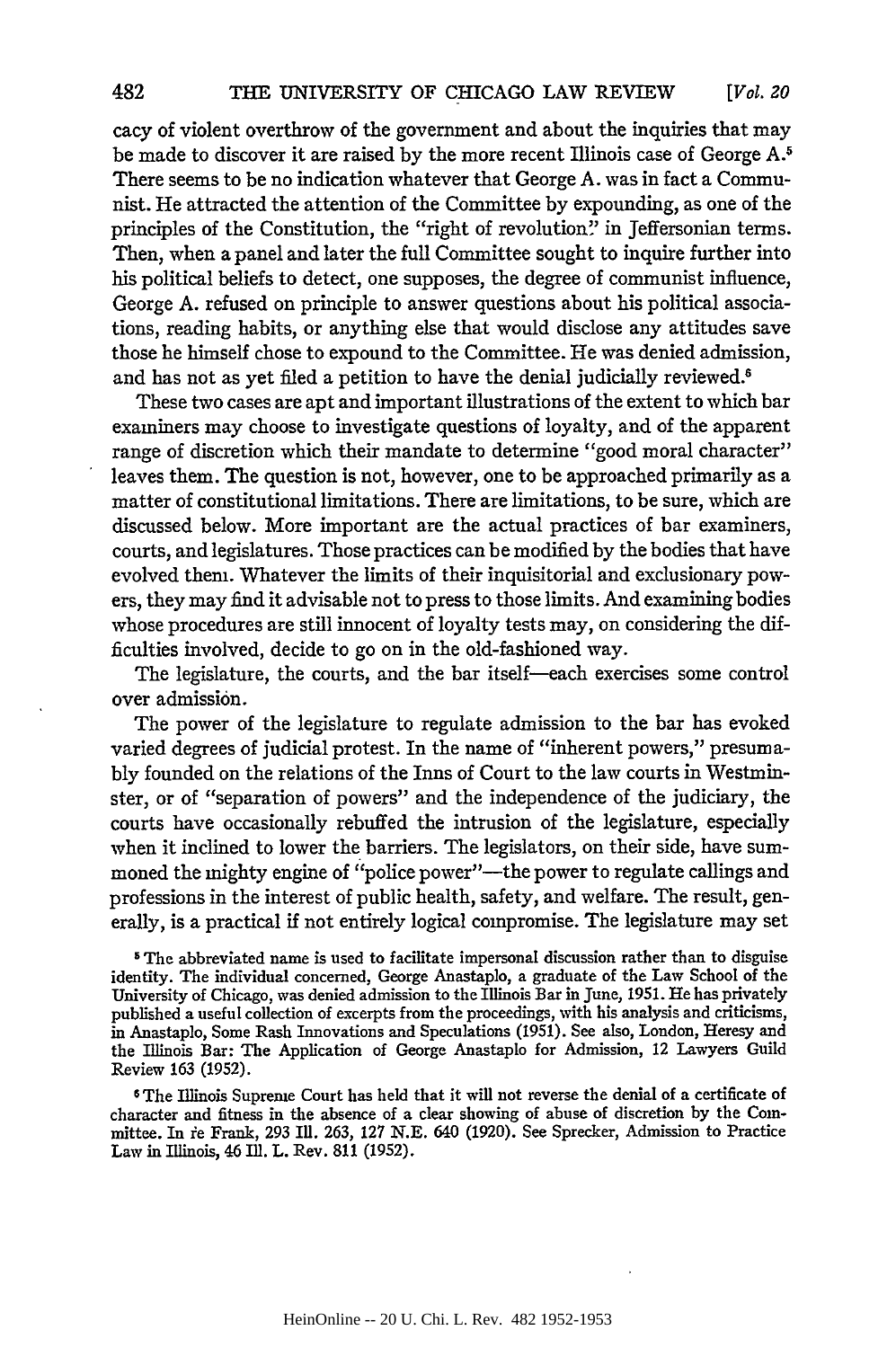cacy of violent overthrow of the government and about the inquiries that may be made to discover it are raised by the more recent Illinois case of George A.[5] There seems to be no indication whatever that George A. was in fact a Communist. He attracted the attention of the Committee by expounding, as one of the principles of the Constitution, the "right of revolution" in Jeffersonian terms. Then, when a panel and later the full Committee sought to inquire further into his political beliefs to detect, one supposes, the degree of communist influence, George A. refused on principle to answer questions about his political associations, reading habits, or anything else that would disclose any attitudes save those he himself chose to expound to the Committee. He was denied admission, and has not as yet filed a petition to have the denial judicially reviewed.[6]

These two cases are apt and important illustrations of the extent to which bar examiners may choose to investigate questions of loyalty, and of the apparent range of discretion which their mandate to determine "good moral character" leaves them. The question is not, however, one to be approached primarily as a matter of constitutional limitations. There are limitations, to be sure, which are discussed below. More important are the actual practices of bar examiners, courts, and legislatures. Those practices can be modified by the bodies that have evolved them. Whatever the limits of their inquisitorial and exclusionary powers, they may find it advisable not to press to those limits. And examining bodies whose procedures are still innocent of loyalty tests may, on considering the difficulties involved, decide to go on in the old-fashioned way.

The legislature, the courts, and the bar itself—each exercises some control over admission.

The power of the legislature to regulate admission to the bar has evoked varied degrees of judicial protest. In the name of "inherent powers," presumably founded on the relations of the Inns of Court to the law courts in Westminster, or of "separation of powers" and the independence of the judiciary, the courts have occasionally rebuffed the intrusion of the legislature, especially when it inclined to lower the barriers. The legislators, on their side, have summoned the mighty engine of "police power"—the power to regulate callings and professions in the interest of public health, safety, and welfare. The result, generally, is a practical if not entirely logical compromise. The legislature may set

[5] The abbreviated name is used to facilitate impersonal discussion rather than to disguise identity. The individual concerned, George Anastaplo, a graduate of the Law School of the University of Chicago, was denied admission to the Illinois Bar in June, 1951. He has privately published a useful collection of excerpts from the proceedings, with his analysis and criticisms, in Anastaplo, Some Rash Innovations and Speculations (1951). See also, London, Heresy and the Illinois Bar: The Application of George Anastaplo for Admission, 12 Lawyers Guild Review 163 (1952).

[6] The Illinois Supreme Court has held that it will not reverse the denial of a certificate of character and fitness in the absence of a clear showing of abuse of discretion by the Committee. In re Frank, 293 Ill. 263, 127 N.E. 640 (1920). See Sprecker, Admission to Practice Law in Illinois, 46 Ill. L. Rev. 811 (1952).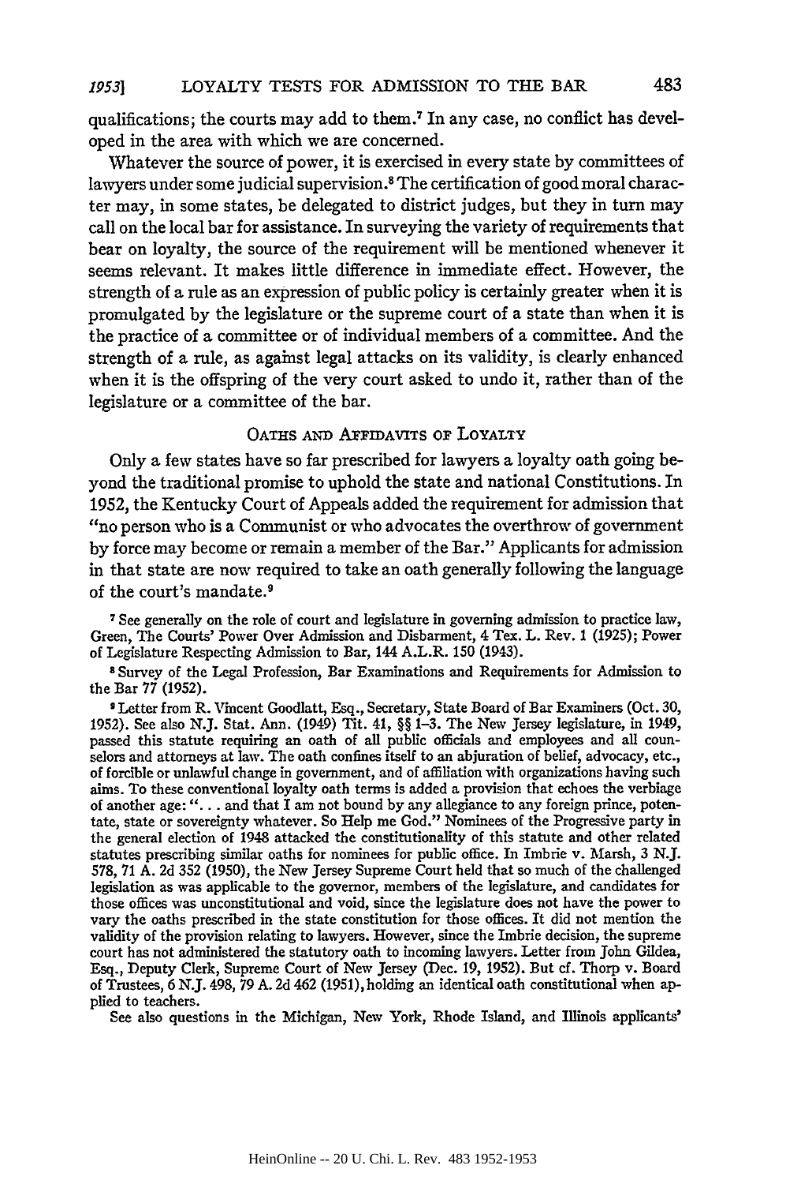qualifications; the courts may add to them.[7] In any case, no conflict has developed in the area with which we are concerned.

Whatever the source of power, it is exercised in every state by committees of lawyers under some judicial supervision.[8] The certification of good moral character may, in some states, be delegated to district judges, but they in turn may call on the local bar for assistance. In surveying the variety of requirements that bear on loyalty, the source of the requirement will be mentioned whenever it seems relevant. It makes little difference in immediate effect. However, the strength of a rule as an expression of public policy is certainly greater when it is promulgated by the legislature or the supreme court of a state than when it is the practice of a committee or of individual members of a committee. And the strength of a rule, as against legal attacks on its validity, is clearly enhanced when it is the offspring of the very court asked to undo it, rather than of the legislature or a committee of the bar.

## OATHS AND AFFIDAVITS OF LOYALTY

Only a few states have so far prescribed for lawyers a loyalty oath going beyond the traditional promise to uphold the state and national Constitutions. In 1952, the Kentucky Court of Appeals added the requirement for admission that "no person who is a Communist or who advocates the overthrow of government by force may become or remain a member of the Bar." Applicants for admission in that state are now required to take an oath generally following the language of the court's mandate.[9]

[7] See generally on the role of court and legislature in governing admission to practice law, Green, The Courts' Power Over Admission and Disbarment, 4 Tex. L. Rev. 1 (1925); Power of Legislature Respecting Admission to Bar, 144 A.L.R. 150 (1943).

[8] Survey of the Legal Profession, Bar Examinations and Requirements for Admission to the Bar 77 (1952).

[9] Letter from R. Vincent Goodlatt, Esq., Secretary, State Board of Bar Examiners (Oct. 30, 1952). See also N.J. Stat. Ann. (1949) Tit. 41, §§ 1–3. The New Jersey legislature, in 1949, passed this statute requiring an oath of all public officials and employees and all counselors and attorneys at law. The oath confines itself to an abjuration of belief, advocacy, etc., of forcible or unlawful change in government, and of affiliation with organizations having such aims. To these conventional loyalty oath terms is added a provision that echoes the verbiage of another age: ". . . and that I am not bound by any allegiance to any foreign prince, potentate, state or sovereignty whatever. So Help me God." Nominees of the Progressive party in the general election of 1948 attacked the constitutionality of this statute and other related statutes prescribing similar oaths for nominees for public office. In Imbrie v. Marsh, 3 N.J. 578, 71 A. 2d 352 (1950), the New Jersey Supreme Court held that so much of the challenged legislation as was applicable to the governor, members of the legislature, and candidates for those offices was unconstitutional and void, since the legislature does not have the power to vary the oaths prescribed in the state constitution for those offices. It did not mention the validity of the provision relating to lawyers. However, since the Imbrie decision, the supreme court has not administered the statutory oath to incoming lawyers. Letter from John Gildea, Esq., Deputy Clerk, Supreme Court of New Jersey (Dec. 19, 1952). But cf. Thorp v. Board of Trustees, 6 N.J. 498, 79 A. 2d 462 (1951), holding an identical oath constitutional when applied to teachers.

See also questions in the Michigan, New York, Rhode Island, and Illinois applicants'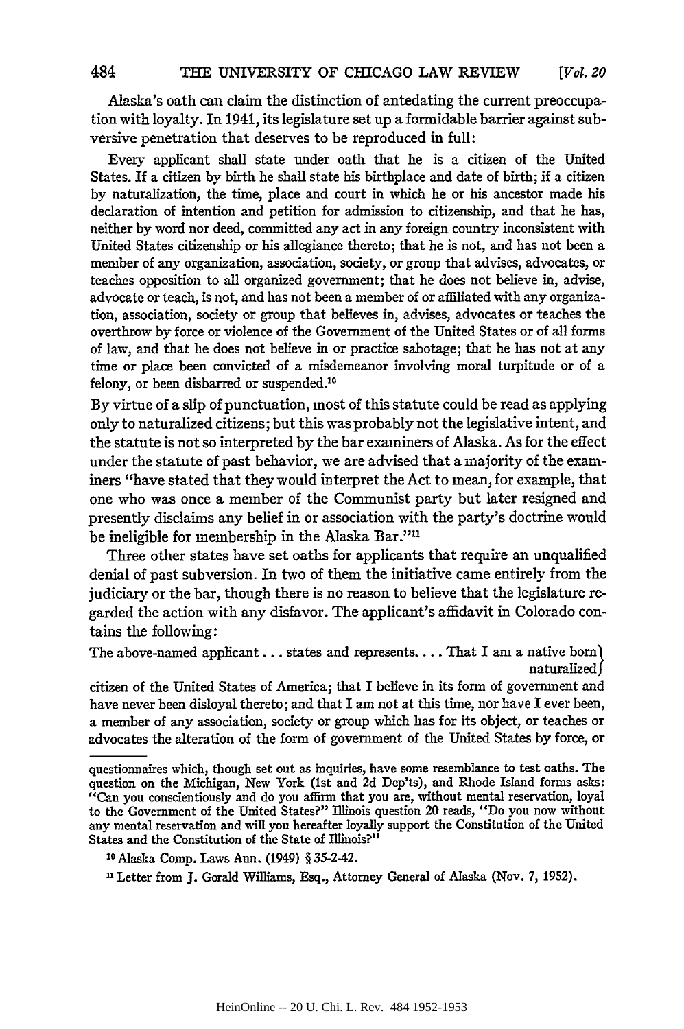Alaska's oath can claim the distinction of antedating the current preoccupation with loyalty. In 1941, its legislature set up a formidable barrier against subversive penetration that deserves to be reproduced in full:

> Every applicant shall state under oath that he is a citizen of the United States. If a citizen by birth he shall state his birthplace and date of birth; if a citizen by naturalization, the time, place and court in which he or his ancestor made his declaration of intention and petition for admission to citizenship, and that he has, neither by word nor deed, committed any act in any foreign country inconsistent with United States citizenship or his allegiance thereto; that he is not, and has not been a member of any organization, association, society, or group that advises, advocates, or teaches opposition to all organized government; that he does not believe in, advise, advocate or teach, is not, and has not been a member of or affiliated with any organization, association, society or group that believes in, advises, advocates or teaches the overthrow by force or violence of the Government of the United States or of all forms of law, and that he does not believe in or practice sabotage; that he has not at any time or place been convicted of a misdemeanor involving moral turpitude or of a felony, or been disbarred or suspended.[10]

By virtue of a slip of punctuation, most of this statute could be read as applying only to naturalized citizens; but this was probably not the legislative intent, and the statute is not so interpreted by the bar examiners of Alaska. As for the effect under the statute of past behavior, we are advised that a majority of the examiners "have stated that they would interpret the Act to mean, for example, that one who was once a member of the Communist party but later resigned and presently disclaims any belief in or association with the party's doctrine would be ineligible for membership in the Alaska Bar."[11]

Three other states have set oaths for applicants that require an unqualified denial of past subversion. In two of them the initiative came entirely from the judiciary or the bar, though there is no reason to believe that the legislature regarded the action with any disfavor. The applicant's affidavit in Colorado contains the following:

> The above-named applicant . . . states and represents. . . . That I am a native born / naturalized citizen of the United States of America; that I believe in its form of government and have never been disloyal thereto; and that I am not at this time, nor have I ever been, a member of any association, society or group which has for its object, or teaches or advocates the alteration of the form of government of the United States by force, or

---

questionnaires which, though set out as inquiries, have some resemblance to test oaths. The question on the Michigan, New York (1st and 2d Dep'ts), and Rhode Island forms asks: "Can you conscientiously and do you affirm that you are, without mental reservation, loyal to the Government of the United States?" Illinois question 20 reads, "Do you now without any mental reservation and will you hereafter loyally support the Constitution of the United States and the Constitution of the State of Illinois?"

[10] Alaska Comp. Laws Ann. (1949) § 35-2-42.

[11] Letter from J. Gerald Williams, Esq., Attorney General of Alaska (Nov. 7, 1952).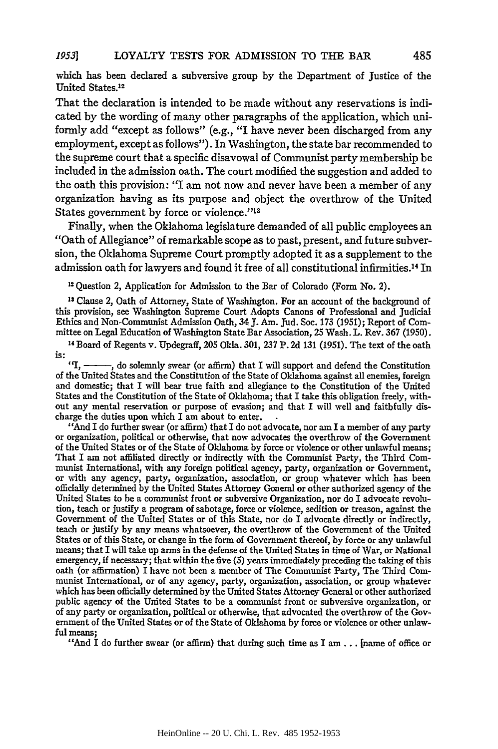which has been declared a subversive group by the Department of Justice of the United States.[12]

That the declaration is intended to be made without any reservations is indicated by the wording of many other paragraphs of the application, which uniformly add "except as follows" (e.g., "I have never been discharged from any employment, except as follows"). In Washington, the state bar recommended to the supreme court that a specific disavowal of Communist party membership be included in the admission oath. The court modified the suggestion and added to the oath this provision: "I am not now and never have been a member of any organization having as its purpose and object the overthrow of the United States government by force or violence."[13]

Finally, when the Oklahoma legislature demanded of all public employees an "Oath of Allegiance" of remarkable scope as to past, present, and future subversion, the Oklahoma Supreme Court promptly adopted it as a supplement to the admission oath for lawyers and found it free of all constitutional infirmities.[14] In

[12] Question 2, Application for Admission to the Bar of Colorado (Form No. 2).

[13] Clause 2, Oath of Attorney, State of Washington. For an account of the background of this provision, see Washington Supreme Court Adopts Canons of Professional and Judicial Ethics and Non-Communist Admission Oath, 34 J. Am. Jud. Soc. 173 (1951); Report of Committee on Legal Education of Washington State Bar Association, 25 Wash. L. Rev. 367 (1950).

[14] Board of Regents v. Updegraff, 205 Okla. 301, 237 P. 2d 131 (1951). The text of the oath is:

"I, ———, do solemnly swear (or affirm) that I will support and defend the Constitution of the United States and the Constitution of the State of Oklahoma against all enemies, foreign and domestic; that I will bear true faith and allegiance to the Constitution of the United States and the Constitution of the State of Oklahoma; that I take this obligation freely, without any mental reservation or purpose of evasion; and that I will well and faithfully discharge the duties upon which I am about to enter.

"And I do further swear (or affirm) that I do not advocate, nor am I a member of any party or organization, political or otherwise, that now advocates the overthrow of the Government of the United States or of the State of Oklahoma by force or violence or other unlawful means; That I am not affiliated directly or indirectly with the Communist Party, the Third Communist International, with any foreign political agency, party, organization or Government, or with any agency, party, organization, association, or group whatever which has been officially determined by the United States Attorney General or other authorized agency of the United States to be a communist front or subversive Organization, nor do I advocate revolution, teach or justify a program of sabotage, force or violence, sedition or treason, against the Government of the United States or of this State, nor do I advocate directly or indirectly, teach or justify by any means whatsoever, the overthrow of the Government of the United States or of this State, or change in the form of Government thereof, by force or any unlawful means; that I will take up arms in the defense of the United States in time of War, or National emergency, if necessary; that within the five (5) years immediately preceding the taking of this oath (or affirmation) I have not been a member of The Communist Party, The Third Communist International, or of any agency, party, organization, association, or group whatever which has been officially determined by the United States Attorney General or other authorized public agency of the United States to be a communist front or subversive organization, or of any party or organization, political or otherwise, that advocated the overthrow of the Government of the United States or of the State of Oklahoma by force or violence or other unlawful means;

"And I do further swear (or affirm) that during such time as I am . . . [name of office or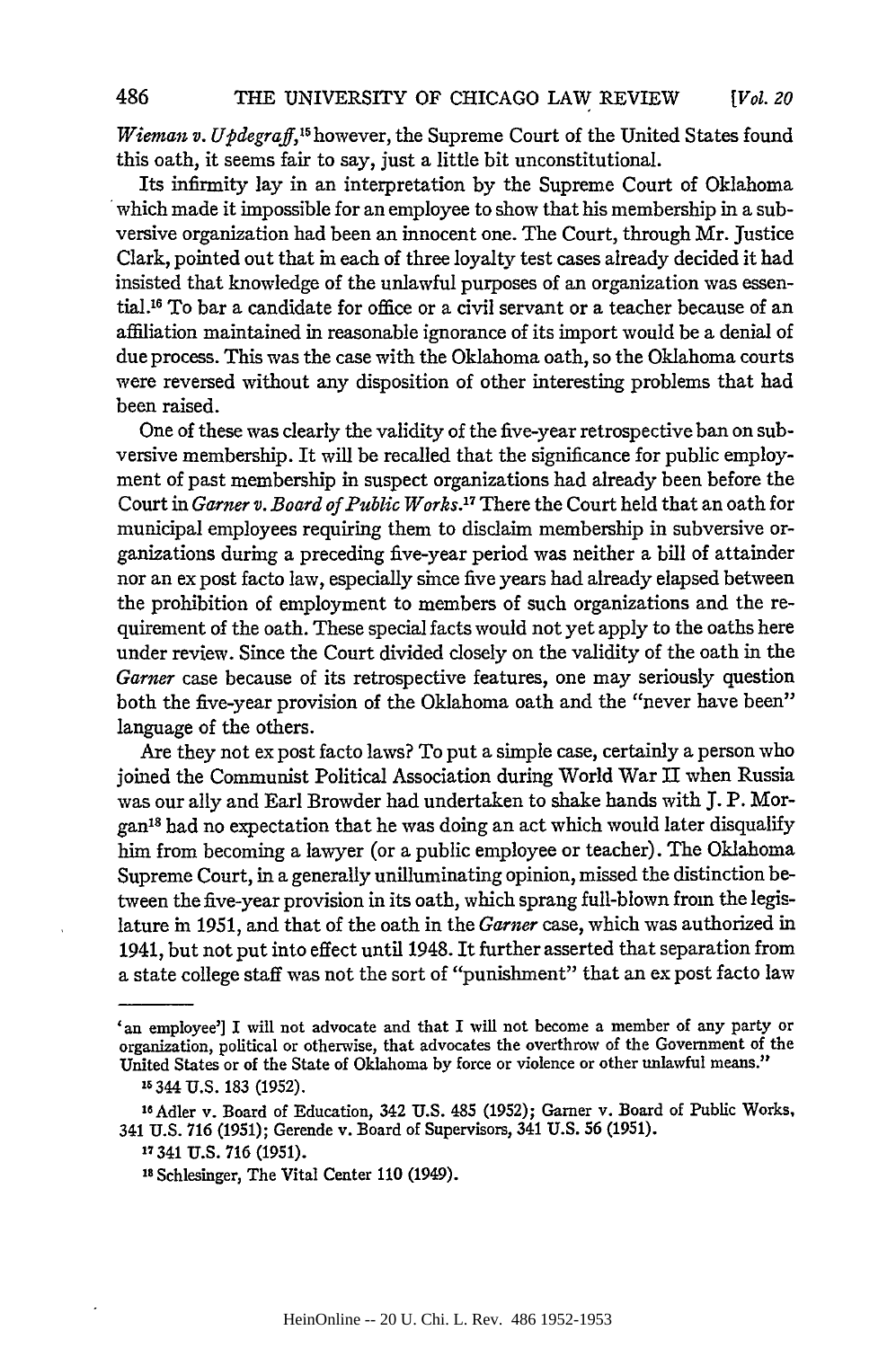*Wieman v. Updegraff*,[15] however, the Supreme Court of the United States found this oath, it seems fair to say, just a little bit unconstitutional.

Its infirmity lay in an interpretation by the Supreme Court of Oklahoma which made it impossible for an employee to show that his membership in a subversive organization had been an innocent one. The Court, through Mr. Justice Clark, pointed out that in each of three loyalty test cases already decided it had insisted that knowledge of the unlawful purposes of an organization was essential.[16] To bar a candidate for office or a civil servant or a teacher because of an affiliation maintained in reasonable ignorance of its import would be a denial of due process. This was the case with the Oklahoma oath, so the Oklahoma courts were reversed without any disposition of other interesting problems that had been raised.

One of these was clearly the validity of the five-year retrospective ban on subversive membership. It will be recalled that the significance for public employment of past membership in suspect organizations had already been before the Court in *Garner v. Board of Public Works*.[17] There the Court held that an oath for municipal employees requiring them to disclaim membership in subversive organizations during a preceding five-year period was neither a bill of attainder nor an ex post facto law, especially since five years had already elapsed between the prohibition of employment to members of such organizations and the requirement of the oath. These special facts would not yet apply to the oaths here under review. Since the Court divided closely on the validity of the oath in the *Garner* case because of its retrospective features, one may seriously question both the five-year provision of the Oklahoma oath and the "never have been" language of the others.

Are they not ex post facto laws? To put a simple case, certainly a person who joined the Communist Political Association during World War II when Russia was our ally and Earl Browder had undertaken to shake hands with J. P. Morgan[18] had no expectation that he was doing an act which would later disqualify him from becoming a lawyer (or a public employee or teacher). The Oklahoma Supreme Court, in a generally unilluminating opinion, missed the distinction between the five-year provision in its oath, which sprang full-blown from the legislature in 1951, and that of the oath in the *Garner* case, which was authorized in 1941, but not put into effect until 1948. It further asserted that separation from a state college staff was not the sort of "punishment" that an ex post facto law

---

'an employee'] I will not advocate and that I will not become a member of any party or organization, political or otherwise, that advocates the overthrow of the Government of the United States or of the State of Oklahoma by force or violence or other unlawful means."

[15] 344 U.S. 183 (1952).

[16] Adler v. Board of Education, 342 U.S. 485 (1952); Garner v. Board of Public Works, 341 U.S. 716 (1951); Gerende v. Board of Supervisors, 341 U.S. 56 (1951).

[17] 341 U.S. 716 (1951).

[18] Schlesinger, The Vital Center 110 (1949).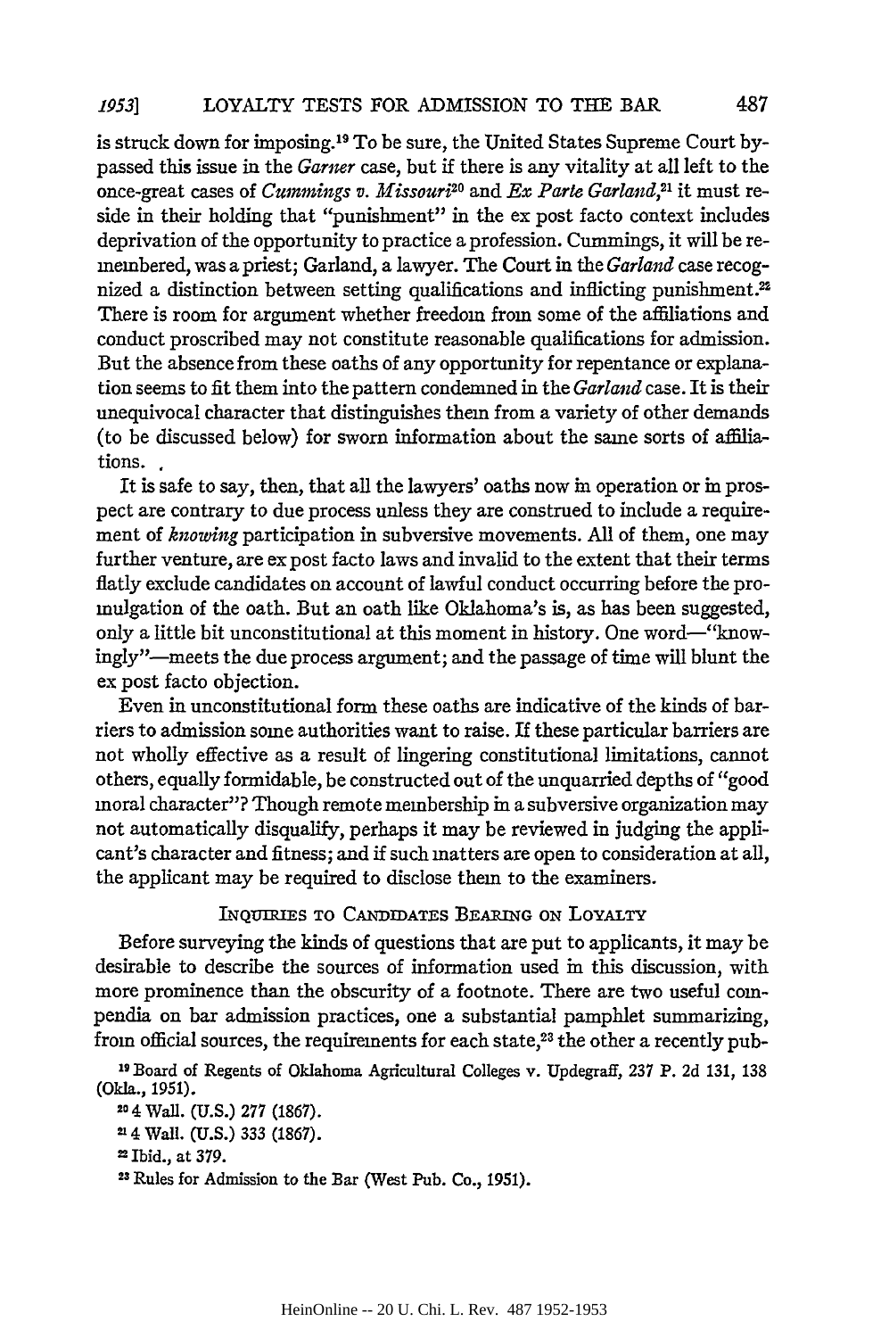is struck down for imposing.[19] To be sure, the United States Supreme Court bypassed this issue in the *Garner* case, but if there is any vitality at all left to the once-great cases of *Cummings v. Missouri*[20] and *Ex Parte Garland*,[21] it must reside in their holding that "punishment" in the ex post facto context includes deprivation of the opportunity to practice a profession. Cummings, it will be remembered, was a priest; Garland, a lawyer. The Court in the *Garland* case recognized a distinction between setting qualifications and inflicting punishment.[22] There is room for argument whether freedom from some of the affiliations and conduct proscribed may not constitute reasonable qualifications for admission. But the absence from these oaths of any opportunity for repentance or explanation seems to fit them into the pattern condemned in the *Garland* case. It is their unequivocal character that distinguishes them from a variety of other demands (to be discussed below) for sworn information about the same sorts of affiliations.

It is safe to say, then, that all the lawyers' oaths now in operation or in prospect are contrary to due process unless they are construed to include a requirement of *knowing* participation in subversive movements. All of them, one may further venture, are ex post facto laws and invalid to the extent that their terms flatly exclude candidates on account of lawful conduct occurring before the promulgation of the oath. But an oath like Oklahoma's is, as has been suggested, only a little bit unconstitutional at this moment in history. One word—"knowingly"—meets the due process argument; and the passage of time will blunt the ex post facto objection.

Even in unconstitutional form these oaths are indicative of the kinds of barriers to admission some authorities want to raise. If these particular barriers are not wholly effective as a result of lingering constitutional limitations, cannot others, equally formidable, be constructed out of the unquarried depths of "good moral character"? Though remote membership in a subversive organization may not automatically disqualify, perhaps it may be reviewed in judging the applicant's character and fitness; and if such matters are open to consideration at all, the applicant may be required to disclose them to the examiners.

## Inquiries to Candidates Bearing on Loyalty

Before surveying the kinds of questions that are put to applicants, it may be desirable to describe the sources of information used in this discussion, with more prominence than the obscurity of a footnote. There are two useful compendia on bar admission practices, one a substantial pamphlet summarizing, from official sources, the requirements for each state,[23] the other a recently pub-

[19] Board of Regents of Oklahoma Agricultural Colleges v. Updegraff, 237 P. 2d 131, 138 (Okla., 1951).

[20] 4 Wall. (U.S.) 277 (1867).

[21] 4 Wall. (U.S.) 333 (1867).

[22] Ibid., at 379.

[23] Rules for Admission to the Bar (West Pub. Co., 1951).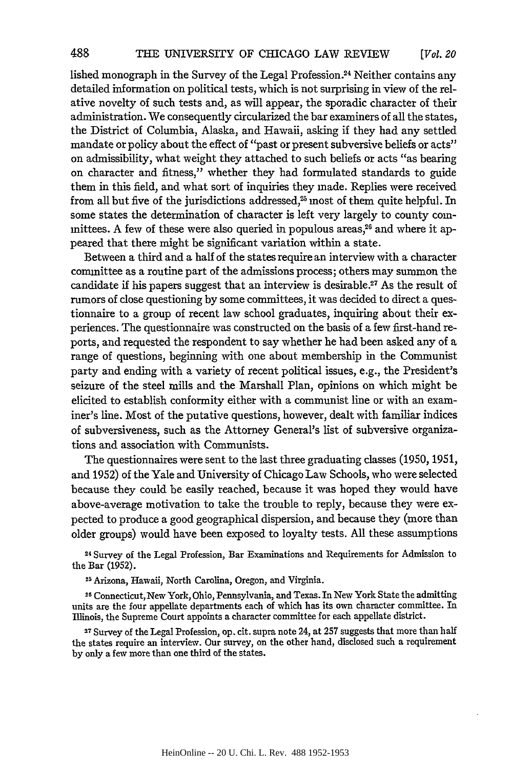lished monograph in the Survey of the Legal Profession.[24] Neither contains any detailed information on political tests, which is not surprising in view of the relative novelty of such tests and, as will appear, the sporadic character of their administration. We consequently circularized the bar examiners of all the states, the District of Columbia, Alaska, and Hawaii, asking if they had any settled mandate or policy about the effect of "past or present subversive beliefs or acts" on admissibility, what weight they attached to such beliefs or acts "as bearing on character and fitness," whether they had formulated standards to guide them in this field, and what sort of inquiries they made. Replies were received from all but five of the jurisdictions addressed,[25] most of them quite helpful. In some states the determination of character is left very largely to county committees. A few of these were also queried in populous areas,[26] and where it appeared that there might be significant variation within a state.

Between a third and a half of the states require an interview with a character committee as a routine part of the admissions process; others may summon the candidate if his papers suggest that an interview is desirable.[27] As the result of rumors of close questioning by some committees, it was decided to direct a questionnaire to a group of recent law school graduates, inquiring about their experiences. The questionnaire was constructed on the basis of a few first-hand reports, and requested the respondent to say whether he had been asked any of a range of questions, beginning with one about membership in the Communist party and ending with a variety of recent political issues, e.g., the President's seizure of the steel mills and the Marshall Plan, opinions on which might be elicited to establish conformity either with a communist line or with an examiner's line. Most of the putative questions, however, dealt with familiar indices of subversiveness, such as the Attorney General's list of subversive organizations and association with Communists.

The questionnaires were sent to the last three graduating classes (1950, 1951, and 1952) of the Yale and University of Chicago Law Schools, who were selected because they could be easily reached, because it was hoped they would have above-average motivation to take the trouble to reply, because they were expected to produce a good geographical dispersion, and because they (more than older groups) would have been exposed to loyalty tests. All these assumptions

[24] Survey of the Legal Profession, Bar Examinations and Requirements for Admission to the Bar (1952).

[25] Arizona, Hawaii, North Carolina, Oregon, and Virginia.

[26] Connecticut, New York, Ohio, Pennsylvania, and Texas. In New York State the admitting units are the four appellate departments each of which has its own character committee. In Illinois, the Supreme Court appoints a character committee for each appellate district.

[27] Survey of the Legal Profession, op. cit. supra note 24, at 257 suggests that more than half the states require an interview. Our survey, on the other hand, disclosed such a requirement by only a few more than one third of the states.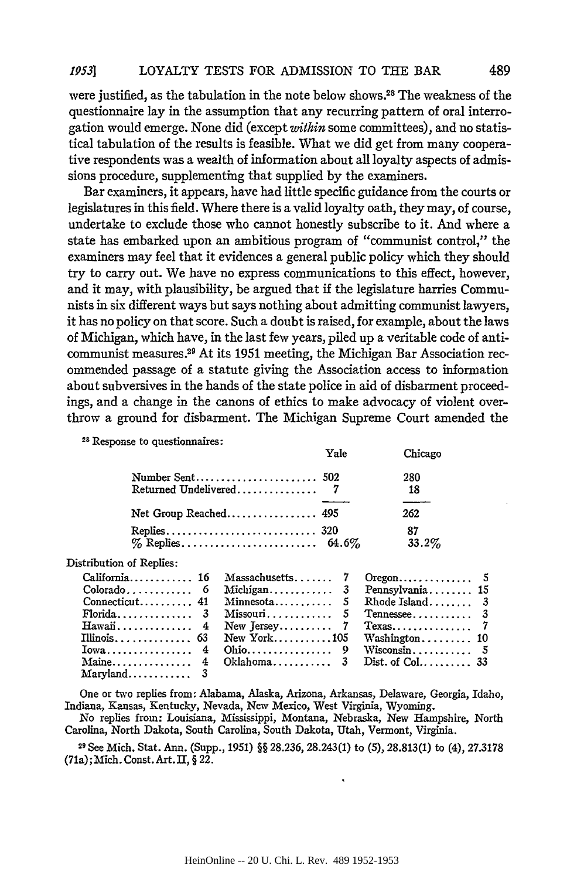were justified, as the tabulation in the note below shows.[28] The weakness of the questionnaire lay in the assumption that any recurring pattern of oral interrogation would emerge. None did (except *within* some committees), and no statistical tabulation of the results is feasible. What we did get from many cooperative respondents was a wealth of information about all loyalty aspects of admissions procedure, supplementing that supplied by the examiners.

Bar examiners, it appears, have had little specific guidance from the courts or legislatures in this field. Where there is a valid loyalty oath, they may, of course, undertake to exclude those who cannot honestly subscribe to it. And where a state has embarked upon an ambitious program of "communist control," the examiners may feel that it evidences a general public policy which they should try to carry out. We have no express communications to this effect, however, and it may, with plausibility, be argued that if the legislature harries Communists in six different ways but says nothing about admitting communist lawyers, it has no policy on that score. Such a doubt is raised, for example, about the laws of Michigan, which have, in the last few years, piled up a veritable code of anti-communist measures.[29] At its 1951 meeting, the Michigan Bar Association recommended passage of a statute giving the Association access to information about subversives in the hands of the state police in aid of disbarment proceedings, and a change in the canons of ethics to make advocacy of violent overthrow a ground for disbarment. The Michigan Supreme Court amended the

---

[28] Response to questionnaires:

| | Yale | Chicago |
|---|---|---|
| Number Sent | 502 | 280 |
| Returned Undelivered | 7 | 18 |
| Net Group Reached | 495 | 262 |
| Replies | 320 | 87 |
| % Replies | 64.6% | 33.2% |

Distribution of Replies:

| | | | | | |
|---|---|---|---|---|---|
| California | 16 | Massachusetts | 7 | Oregon | 5 |
| Colorado | 6 | Michigan | 3 | Pennsylvania | 15 |
| Connecticut | 41 | Minnesota | 5 | Rhode Island | 3 |
| Florida | 3 | Missouri | 5 | Tennessee | 3 |
| Hawaii | 4 | New Jersey | 7 | Texas | 7 |
| Illinois | 63 | New York | 105 | Washington | 10 |
| Iowa | 4 | Ohio | 9 | Wisconsin | 5 |
| Maine | 4 | Oklahoma | 3 | Dist. of Col. | 33 |
| Maryland | 3 | | | | |

One or two replies from: Alabama, Alaska, Arizona, Arkansas, Delaware, Georgia, Idaho, Indiana, Kansas, Kentucky, Nevada, New Mexico, West Virginia, Wyoming.

No replies from: Louisiana, Mississippi, Montana, Nebraska, New Hampshire, North Carolina, North Dakota, South Carolina, South Dakota, Utah, Vermont, Virginia.

[29] See Mich. Stat. Ann. (Supp., 1951) §§ 28.236, 28.243(1) to (5), 28.813(1) to (4), 27.3178 (71a); Mich. Const. Art. II, § 22.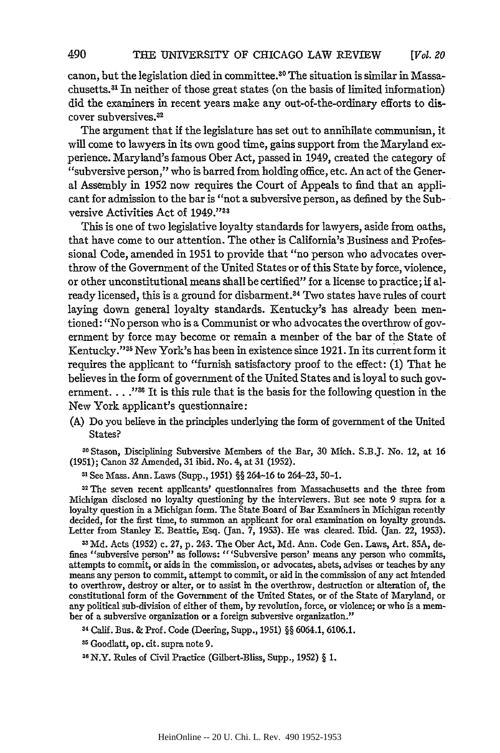canon, but the legislation died in committee.[30] The situation is similar in Massachusetts.[31] In neither of those great states (on the basis of limited information) did the examiners in recent years make any out-of-the-ordinary efforts to discover subversives.[32]

The argument that if the legislature has set out to annihilate communism, it will come to lawyers in its own good time, gains support from the Maryland experience. Maryland's famous Ober Act, passed in 1949, created the category of "subversive person," who is barred from holding office, etc. An act of the General Assembly in 1952 now requires the Court of Appeals to find that an applicant for admission to the bar is "not a subversive person, as defined by the Subversive Activities Act of 1949."[33]

This is one of two legislative loyalty standards for lawyers, aside from oaths, that have come to our attention. The other is California's Business and Professional Code, amended in 1951 to provide that "no person who advocates overthrow of the Government of the United States or of this State by force, violence, or other unconstitutional means shall be certified" for a license to practice; if already licensed, this is a ground for disbarment.[34] Two states have rules of court laying down general loyalty standards. Kentucky's has already been mentioned: "No person who is a Communist or who advocates the overthrow of government by force may become or remain a member of the bar of the State of Kentucky."[35] New York's has been in existence since 1921. In its current form it requires the applicant to "furnish satisfactory proof to the effect: (1) That he believes in the form of government of the United States and is loyal to such government. . . ."[36] It is this rule that is the basis for the following question in the New York applicant's questionnaire:

(A) Do you believe in the principles underlying the form of government of the United States?

[30] Stason, Disciplining Subversive Members of the Bar, 30 Mich. S.B.J. No. 12, at 16 (1951); Canon 32 Amended, 31 ibid. No. 4, at 31 (1952).

[31] See Mass. Ann. Laws (Supp., 1951) §§ 264-16 to 264-23, 50-1.

[32] The seven recent applicants' questionnaires from Massachusetts and the three from Michigan disclosed no loyalty questioning by the interviewers. But see note 9 supra for a loyalty question in a Michigan form. The State Board of Bar Examiners in Michigan recently decided, for the first time, to summon an applicant for oral examination on loyalty grounds. Letter from Stanley E. Beattie, Esq. (Jan. 7, 1953). He was cleared. Ibid. (Jan. 22, 1953).

[33] Md. Acts (1952) c. 27, p. 243. The Ober Act, Md. Ann. Code Gen. Laws, Art. 85A, defines "subversive person" as follows: "'Subversive person' means any person who commits, attempts to commit, or aids in the commission, or advocates, abets, advises or teaches by any means any person to commit, attempt to commit, or aid in the commission of any act intended to overthrow, destroy or alter, or to assist in the overthrow, destruction or alteration of, the constitutional form of the Government of the United States, or of the State of Maryland, or any political sub-division of either of them, by revolution, force, or violence; or who is a member of a subversive organization or a foreign subversive organization."

[34] Calif. Bus. & Prof. Code (Deering, Supp., 1951) §§ 6064.1, 6106.1.

[35] Goodlatt, op. cit. supra note 9.

[36] N.Y. Rules of Civil Practice (Gilbert-Bliss, Supp., 1952) § 1.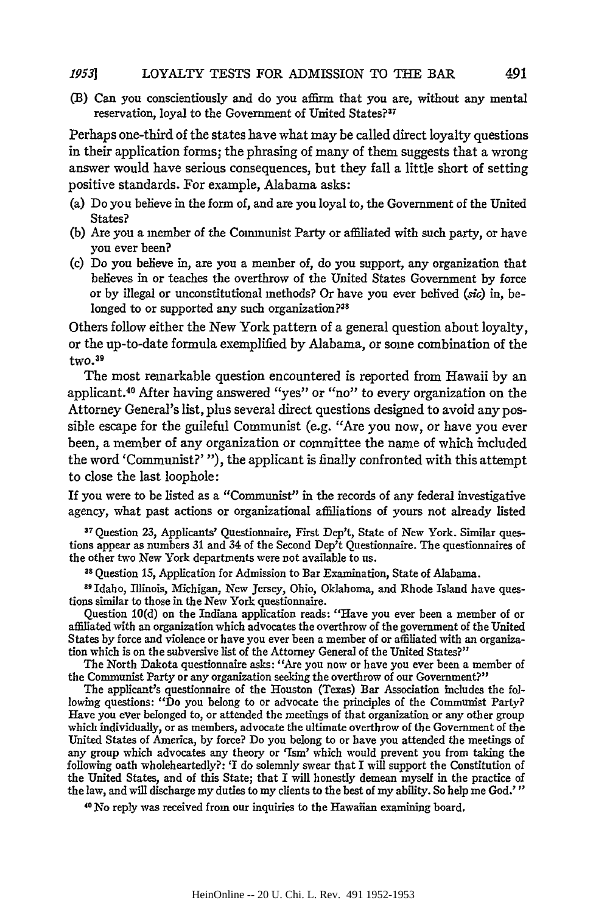(B) Can you conscientiously and do you affirm that you are, without any mental reservation, loyal to the Government of United States?[37]

Perhaps one-third of the states have what may be called direct loyalty questions in their application forms; the phrasing of many of them suggests that a wrong answer would have serious consequences, but they fall a little short of setting positive standards. For example, Alabama asks:

(a) Do you believe in the form of, and are you loyal to, the Government of the United States?
(b) Are you a member of the Communist Party or affiliated with such party, or have you ever been?
(c) Do you believe in, are you a member of, do you support, any organization that believes in or teaches the overthrow of the United States Government by force or by illegal or unconstitutional methods? Or have you ever belived (*sic*) in, belonged to or supported any such organization?[38]

Others follow either the New York pattern of a general question about loyalty, or the up-to-date formula exemplified by Alabama, or some combination of the two.[39]

The most remarkable question encountered is reported from Hawaii by an applicant.[40] After having answered "yes" or "no" to every organization on the Attorney General's list, plus several direct questions designed to avoid any possible escape for the guileful Communist (e.g. "Are you now, or have you ever been, a member of any organization or committee the name of which included the word 'Communist?' "), the applicant is finally confronted with this attempt to close the last loophole:

If you were to be listed as a "Communist" in the records of any federal investigative agency, what past actions or organizational affiliations of yours not already listed

---

[37] Question 23, Applicants' Questionnaire, First Dep't, State of New York. Similar questions appear as numbers 31 and 34 of the Second Dep't Questionnaire. The questionnaires of the other two New York departments were not available to us.

[38] Question 15, Application for Admission to Bar Examination, State of Alabama.

[39] Idaho, Illinois, Michigan, New Jersey, Ohio, Oklahoma, and Rhode Island have questions similar to those in the New York questionnaire.

Question 10(d) on the Indiana application reads: "Have you ever been a member of or affiliated with an organization which advocates the overthrow of the government of the United States by force and violence or have you ever been a member of or affiliated with an organization which is on the subversive list of the Attorney General of the United States?"

The North Dakota questionnaire asks: "Are you now or have you ever been a member of the Communist Party or any organization seeking the overthrow of our Government?"

The applicant's questionnaire of the Houston (Texas) Bar Association includes the following questions: "Do you belong to or advocate the principles of the Communist Party? Have you ever belonged to, or attended the meetings of that organization or any other group which individually, or as members, advocate the ultimate overthrow of the Government of the United States of America, by force? Do you belong to or have you attended the meetings of any group which advocates any theory or 'Ism' which would prevent you from taking the following oath wholeheartedly?: 'I do solemnly swear that I will support the Constitution of the United States, and of this State; that I will honestly demean myself in the practice of the law, and will discharge my duties to my clients to the best of my ability. So help me God.' "

[40] No reply was received from our inquiries to the Hawaiian examining board.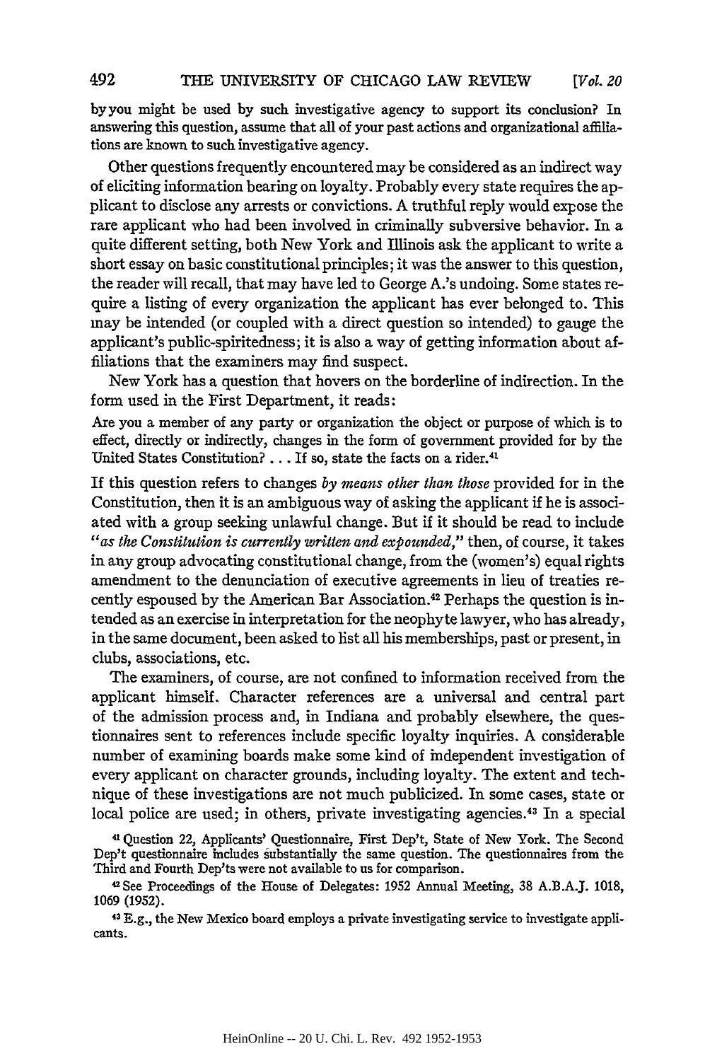by you might be used by such investigative agency to support its conclusion? In answering this question, assume that all of your past actions and organizational affiliations are known to such investigative agency.

Other questions frequently encountered may be considered as an indirect way of eliciting information bearing on loyalty. Probably every state requires the applicant to disclose any arrests or convictions. A truthful reply would expose the rare applicant who had been involved in criminally subversive behavior. In a quite different setting, both New York and Illinois ask the applicant to write a short essay on basic constitutional principles; it was the answer to this question, the reader will recall, that may have led to George A.'s undoing. Some states require a listing of every organization the applicant has ever belonged to. This may be intended (or coupled with a direct question so intended) to gauge the applicant's public-spiritedness; it is also a way of getting information about affiliations that the examiners may find suspect.

New York has a question that hovers on the borderline of indirection. In the form used in the First Department, it reads:

> Are you a member of any party or organization the object or purpose of which is to effect, directly or indirectly, changes in the form of government provided for by the United States Constitution? . . . If so, state the facts on a rider.[41]

If this question refers to changes *by means other than those* provided for in the Constitution, then it is an ambiguous way of asking the applicant if he is associated with a group seeking unlawful change. But if it should be read to include *"as the Constitution is currently written and expounded,"* then, of course, it takes in any group advocating constitutional change, from the (women's) equal rights amendment to the denunciation of executive agreements in lieu of treaties recently espoused by the American Bar Association.[42] Perhaps the question is intended as an exercise in interpretation for the neophyte lawyer, who has already, in the same document, been asked to list all his memberships, past or present, in clubs, associations, etc.

The examiners, of course, are not confined to information received from the applicant himself. Character references are a universal and central part of the admission process and, in Indiana and probably elsewhere, the questionnaires sent to references include specific loyalty inquiries. A considerable number of examining boards make some kind of independent investigation of every applicant on character grounds, including loyalty. The extent and technique of these investigations are not much publicized. In some cases, state or local police are used; in others, private investigating agencies.[43] In a special

---

[41] Question 22, Applicants' Questionnaire, First Dep't, State of New York. The Second Dep't questionnaire includes substantially the same question. The questionnaires from the Third and Fourth Dep'ts were not available to us for comparison.

[42] See Proceedings of the House of Delegates: 1952 Annual Meeting, 38 A.B.A.J. 1018, 1069 (1952).

[43] E.g., the New Mexico board employs a private investigating service to investigate applicants.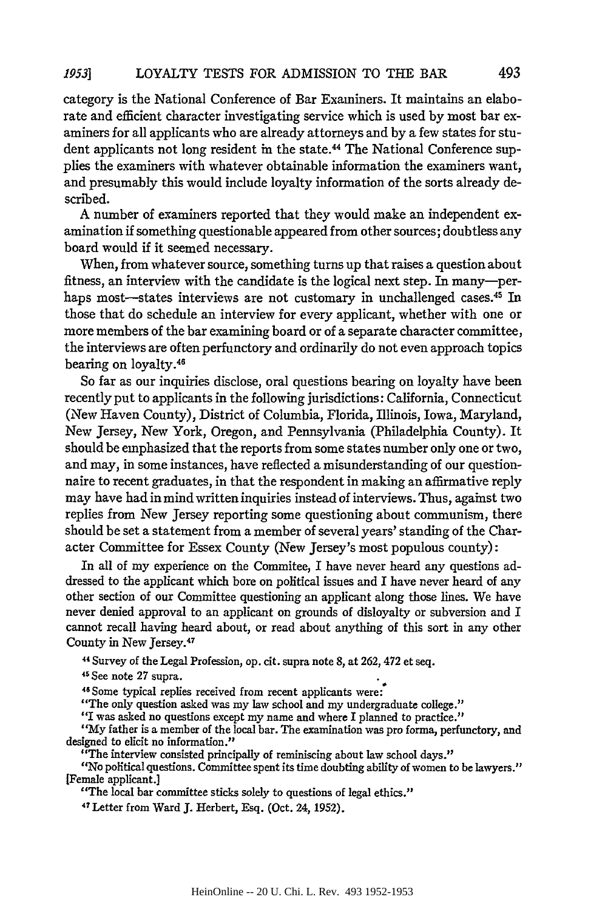category is the National Conference of Bar Examiners. It maintains an elaborate and efficient character investigating service which is used by most bar examiners for all applicants who are already attorneys and by a few states for student applicants not long resident in the state.[44] The National Conference supplies the examiners with whatever obtainable information the examiners want, and presumably this would include loyalty information of the sorts already described.

A number of examiners reported that they would make an independent examination if something questionable appeared from other sources; doubtless any board would if it seemed necessary.

When, from whatever source, something turns up that raises a question about fitness, an interview with the candidate is the logical next step. In many—perhaps most—states interviews are not customary in unchallenged cases.[45] In those that do schedule an interview for every applicant, whether with one or more members of the bar examining board or of a separate character committee, the interviews are often perfunctory and ordinarily do not even approach topics bearing on loyalty.[46]

So far as our inquiries disclose, oral questions bearing on loyalty have been recently put to applicants in the following jurisdictions: California, Connecticut (New Haven County), District of Columbia, Florida, Illinois, Iowa, Maryland, New Jersey, New York, Oregon, and Pennsylvania (Philadelphia County). It should be emphasized that the reports from some states number only one or two, and may, in some instances, have reflected a misunderstanding of our questionnaire to recent graduates, in that the respondent in making an affirmative reply may have had in mind written inquiries instead of interviews. Thus, against two replies from New Jersey reporting some questioning about communism, there should be set a statement from a member of several years' standing of the Character Committee for Essex County (New Jersey's most populous county):

> In all of my experience on the Commitee, I have never heard any questions addressed to the applicant which bore on political issues and I have never heard of any other section of our Committee questioning an applicant along those lines. We have never denied approval to an applicant on grounds of disloyalty or subversion and I cannot recall having heard about, or read about anything of this sort in any other County in New Jersey.[47]

[44] Survey of the Legal Profession, op. cit. supra note 8, at 262, 472 et seq.

[45] See note 27 supra.

[46] Some typical replies received from recent applicants were:

"The only question asked was my law school and my undergraduate college."

"I was asked no questions except my name and where I planned to practice."

"My father is a member of the local bar. The examination was pro forma, perfunctory, and designed to elicit no information."

"The interview consisted principally of reminiscing about law school days."

"No political questions. Committee spent its time doubting ability of women to be lawyers." [Female applicant.]

"The local bar committee sticks solely to questions of legal ethics."

[47] Letter from Ward J. Herbert, Esq. (Oct. 24, 1952).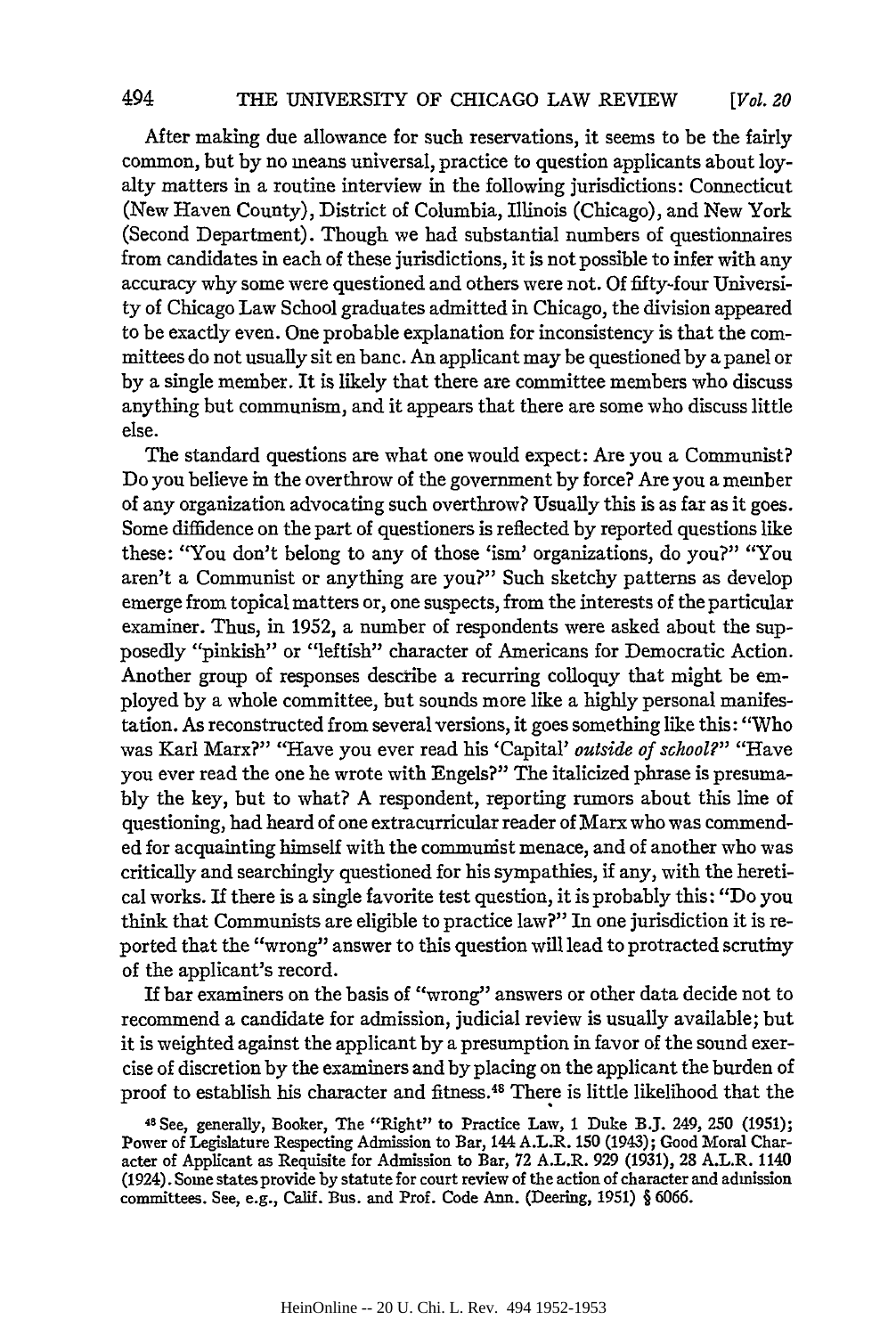After making due allowance for such reservations, it seems to be the fairly common, but by no means universal, practice to question applicants about loyalty matters in a routine interview in the following jurisdictions: Connecticut (New Haven County), District of Columbia, Illinois (Chicago), and New York (Second Department). Though we had substantial numbers of questionnaires from candidates in each of these jurisdictions, it is not possible to infer with any accuracy why some were questioned and others were not. Of fifty-four University of Chicago Law School graduates admitted in Chicago, the division appeared to be exactly even. One probable explanation for inconsistency is that the committees do not usually sit en banc. An applicant may be questioned by a panel or by a single member. It is likely that there are committee members who discuss anything but communism, and it appears that there are some who discuss little else.

The standard questions are what one would expect: Are you a Communist? Do you believe in the overthrow of the government by force? Are you a member of any organization advocating such overthrow? Usually this is as far as it goes. Some diffidence on the part of questioners is reflected by reported questions like these: "You don't belong to any of those 'ism' organizations, do you?" "You aren't a Communist or anything are you?" Such sketchy patterns as develop emerge from topical matters or, one suspects, from the interests of the particular examiner. Thus, in 1952, a number of respondents were asked about the supposedly "pinkish" or "leftish" character of Americans for Democratic Action. Another group of responses describe a recurring colloquy that might be employed by a whole committee, but sounds more like a highly personal manifestation. As reconstructed from several versions, it goes something like this: "Who was Karl Marx?" "Have you ever read his 'Capital' *outside of school?*" "Have you ever read the one he wrote with Engels?" The italicized phrase is presumably the key, but to what? A respondent, reporting rumors about this line of questioning, had heard of one extracurricular reader of Marx who was commended for acquainting himself with the communist menace, and of another who was critically and searchingly questioned for his sympathies, if any, with the heretical works. If there is a single favorite test question, it is probably this: "Do you think that Communists are eligible to practice law?" In one jurisdiction it is reported that the "wrong" answer to this question will lead to protracted scrutiny of the applicant's record.

If bar examiners on the basis of "wrong" answers or other data decide not to recommend a candidate for admission, judicial review is usually available; but it is weighted against the applicant by a presumption in favor of the sound exercise of discretion by the examiners and by placing on the applicant the burden of proof to establish his character and fitness.[48] There is little likelihood that the

[48] See, generally, Booker, The "Right" to Practice Law, 1 Duke B.J. 249, 250 (1951); Power of Legislature Respecting Admission to Bar, 144 A.L.R. 150 (1943); Good Moral Character of Applicant as Requisite for Admission to Bar, 72 A.L.R. 929 (1931), 28 A.L.R. 1140 (1924). Some states provide by statute for court review of the action of character and admission committees. See, e.g., Calif. Bus. and Prof. Code Ann. (Deering, 1951) § 6066.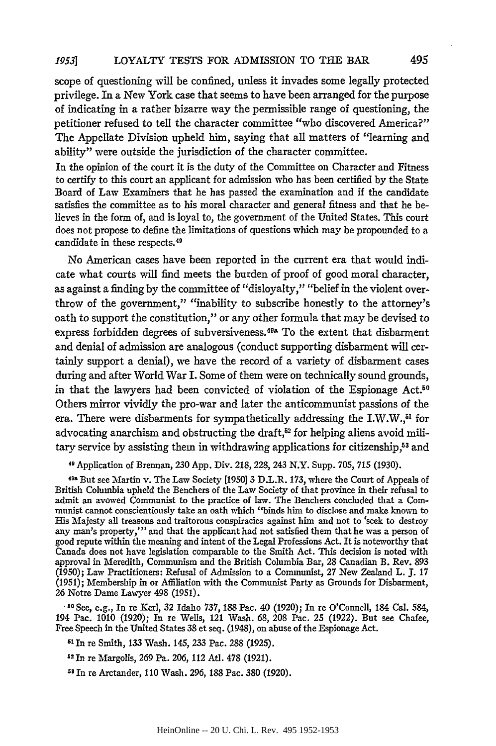scope of questioning will be confined, unless it invades some legally protected privilege. In a New York case that seems to have been arranged for the purpose of indicating in a rather bizarre way the permissible range of questioning, the petitioner refused to tell the character committee "who discovered America?" The Appellate Division upheld him, saying that all matters of "learning and ability" were outside the jurisdiction of the character committee.

In the opinion of the court it is the duty of the Committee on Character and Fitness to certify to this court an applicant for admission who has been certified by the State Board of Law Examiners that he has passed the examination and if the candidate satisfies the committee as to his moral character and general fitness and that he believes in the form of, and is loyal to, the government of the United States. This court does not propose to define the limitations of questions which may be propounded to a candidate in these respects.[49]

No American cases have been reported in the current era that would indicate what courts will find meets the burden of proof of good moral character, as against a finding by the committee of "disloyalty," "belief in the violent overthrow of the government," "inability to subscribe honestly to the attorney's oath to support the constitution," or any other formula that may be devised to express forbidden degrees of subversiveness.[49a] To the extent that disbarment and denial of admission are analogous (conduct supporting disbarment will certainly support a denial), we have the record of a variety of disbarment cases during and after World War I. Some of them were on technically sound grounds, in that the lawyers had been convicted of violation of the Espionage Act.[50] Others mirror vividly the pro-war and later the anticommunist passions of the era. There were disbarments for sympathetically addressing the I.W.W.,[51] for advocating anarchism and obstructing the draft,[52] for helping aliens avoid military service by assisting them in withdrawing applications for citizenship,[53] and

[49] Application of Brennan, 230 App. Div. 218, 228, 243 N.Y. Supp. 705, 715 (1930).

[49a] But see Martin v. The Law Society [1950] 3 D.L.R. 173, where the Court of Appeals of British Columbia upheld the Benchers of the Law Society of that province in their refusal to admit an avowed Communist to the practice of law. The Benchers concluded that a Communist cannot conscientiously take an oath which "binds him to disclose and make known to His Majesty all treasons and traitorous conspiracies against him and not to 'seek to destroy any man's property,'" and that the applicant had not satisfied them that he was a person of good repute within the meaning and intent of the Legal Professions Act. It is noteworthy that Canada does not have legislation comparable to the Smith Act. This decision is noted with approval in Meredith, Communism and the British Columbia Bar, 28 Canadian B. Rev. 893 (1950); Law Practitioners: Refusal of Admission to a Communist, 27 New Zealand L. J. 17 (1951); Membership in or Affiliation with the Communist Party as Grounds for Disbarment, 26 Notre Dame Lawyer 498 (1951).

[50] See, e.g., In re Kerl, 32 Idaho 737, 188 Pac. 40 (1920); In re O'Connell, 184 Cal. 584, 194 Pac. 1010 (1920); In re Wells, 121 Wash. 68, 208 Pac. 25 (1922). But see Chafee, Free Speech in the United States 38 et seq. (1948), on abuse of the Espionage Act.

[51] In re Smith, 133 Wash. 145, 233 Pac. 288 (1925).

[52] In re Margolis, 269 Pa. 206, 112 Atl. 478 (1921).

[53] In re Arctander, 110 Wash. 296, 188 Pac. 380 (1920).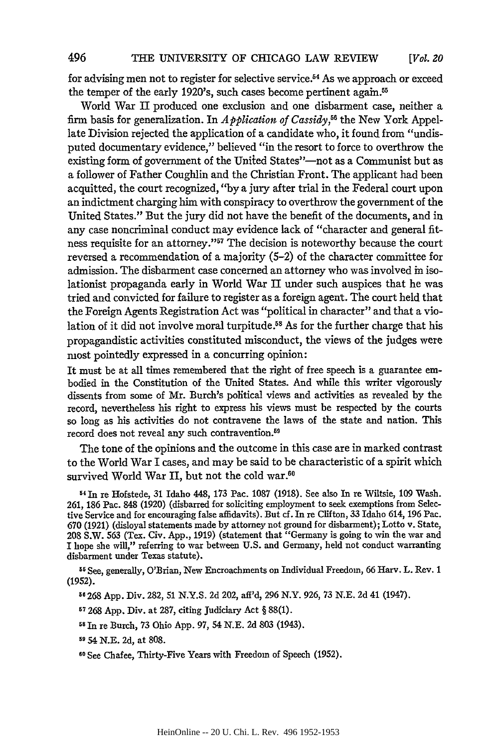for advising men not to register for selective service.[54] As we approach or exceed the temper of the early 1920's, such cases become pertinent again.[55]

World War II produced one exclusion and one disbarment case, neither a firm basis for generalization. In *Application of Cassidy*,[56] the New York Appellate Division rejected the application of a candidate who, it found from "undisputed documentary evidence," believed "in the resort to force to overthrow the existing form of government of the United States"—not as a Communist but as a follower of Father Coughlin and the Christian Front. The applicant had been acquitted, the court recognized, "by a jury after trial in the Federal court upon an indictment charging him with conspiracy to overthrow the government of the United States." But the jury did not have the benefit of the documents, and in any case noncriminal conduct may evidence lack of "character and general fitness requisite for an attorney."[57] The decision is noteworthy because the court reversed a recommendation of a majority (5-2) of the character committee for admission. The disbarment case concerned an attorney who was involved in isolationist propaganda early in World War II under such auspices that he was tried and convicted for failure to register as a foreign agent. The court held that the Foreign Agents Registration Act was "political in character" and that a violation of it did not involve moral turpitude.[58] As for the further charge that his propagandistic activities constituted misconduct, the views of the judges were most pointedly expressed in a concurring opinion:

> It must be at all times remembered that the right of free speech is a guarantee embodied in the Constitution of the United States. And while this writer vigorously dissents from some of Mr. Burch's political views and activities as revealed by the record, nevertheless his right to express his views must be respected by the courts so long as his activities do not contravene the laws of the state and nation. This record does not reveal any such contravention.[59]

The tone of the opinions and the outcome in this case are in marked contrast to the World War I cases, and may be said to be characteristic of a spirit which survived World War II, but not the cold war.[60]

---

[54] In re Hofstede, 31 Idaho 448, 173 Pac. 1087 (1918). See also In re Wiltsie, 109 Wash. 261, 186 Pac. 848 (1920) (disbarred for soliciting employment to seek exemptions from Selective Service and for encouraging false affidavits). But cf. In re Clifton, 33 Idaho 614, 196 Pac. 670 (1921) (disloyal statements made by attorney not ground for disbarment); Lotto v. State, 208 S.W. 563 (Tex. Civ. App., 1919) (statement that "Germany is going to win the war and I hope she will," referring to war between U.S. and Germany, held not conduct warranting disbarment under Texas statute).

[55] See, generally, O'Brian, New Encroachments on Individual Freedom, 66 Harv. L. Rev. 1 (1952).

[56] 268 App. Div. 282, 51 N.Y.S. 2d 202, aff'd, 296 N.Y. 926, 73 N.E. 2d 41 (1947).

[57] 268 App. Div. at 287, citing Judiciary Act § 88(1).

[58] In re Burch, 73 Ohio App. 97, 54 N.E. 2d 803 (1943).

[59] 54 N.E. 2d, at 808.

[60] See Chafee, Thirty-Five Years with Freedom of Speech (1952).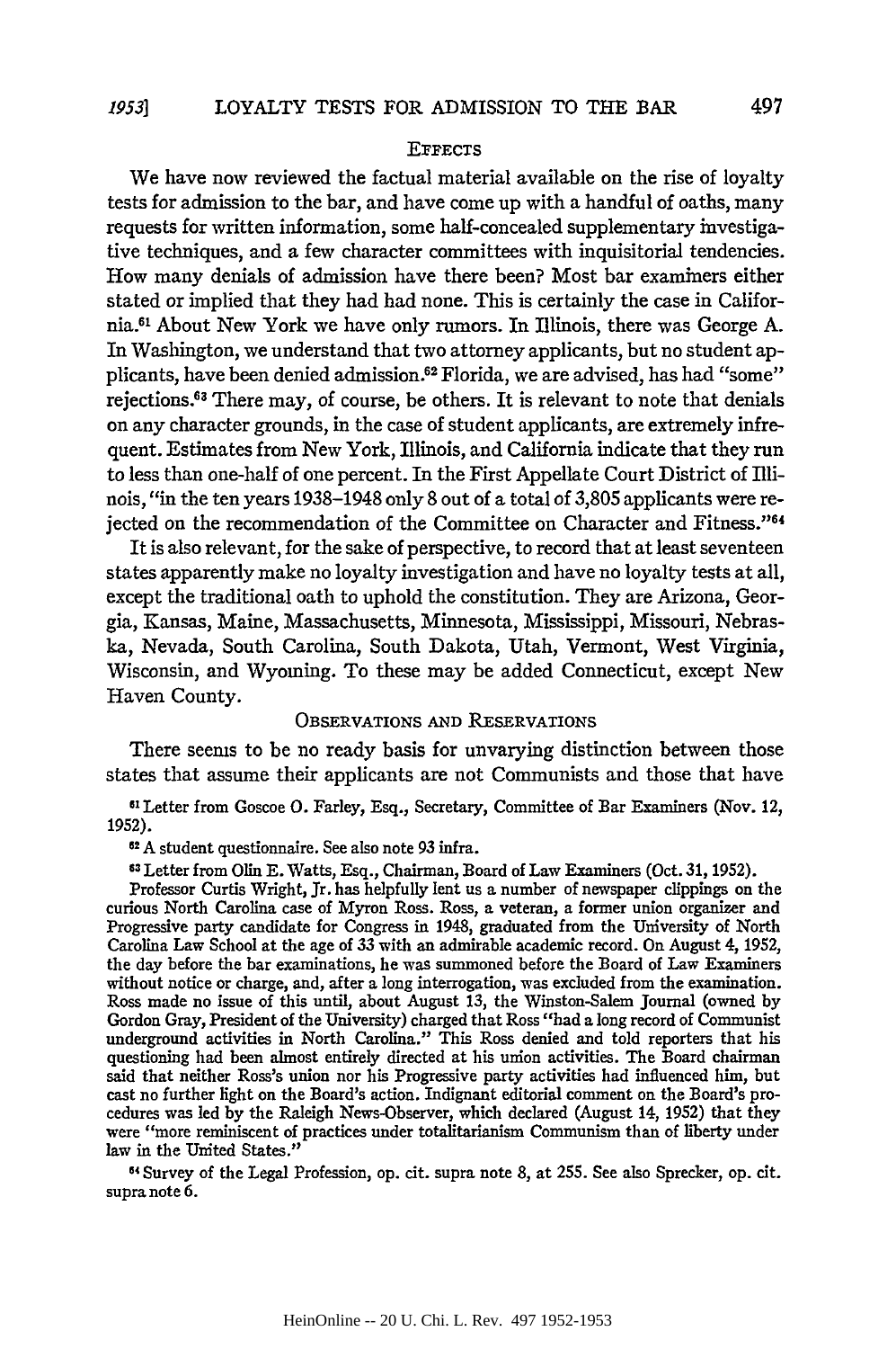## EFFECTS

We have now reviewed the factual material available on the rise of loyalty tests for admission to the bar, and have come up with a handful of oaths, many requests for written information, some half-concealed supplementary investigative techniques, and a few character committees with inquisitorial tendencies. How many denials of admission have there been? Most bar examiners either stated or implied that they had had none. This is certainly the case in California.[61] About New York we have only rumors. In Illinois, there was George A. In Washington, we understand that two attorney applicants, but no student applicants, have been denied admission.[62] Florida, we are advised, has had "some" rejections.[63] There may, of course, be others. It is relevant to note that denials on any character grounds, in the case of student applicants, are extremely infrequent. Estimates from New York, Illinois, and California indicate that they run to less than one-half of one percent. In the First Appellate Court District of Illinois, "in the ten years 1938–1948 only 8 out of a total of 3,805 applicants were rejected on the recommendation of the Committee on Character and Fitness."[64]

It is also relevant, for the sake of perspective, to record that at least seventeen states apparently make no loyalty investigation and have no loyalty tests at all, except the traditional oath to uphold the constitution. They are Arizona, Georgia, Kansas, Maine, Massachusetts, Minnesota, Mississippi, Missouri, Nebraska, Nevada, South Carolina, South Dakota, Utah, Vermont, West Virginia, Wisconsin, and Wyoming. To these may be added Connecticut, except New Haven County.

## OBSERVATIONS AND RESERVATIONS

There seems to be no ready basis for unvarying distinction between those states that assume their applicants are not Communists and those that have

[61] Letter from Goscoe O. Farley, Esq., Secretary, Committee of Bar Examiners (Nov. 12, 1952).

[62] A student questionnaire. See also note 93 infra.

[63] Letter from Olin E. Watts, Esq., Chairman, Board of Law Examiners (Oct. 31, 1952).

Professor Curtis Wright, Jr. has helpfully lent us a number of newspaper clippings on the curious North Carolina case of Myron Ross. Ross, a veteran, a former union organizer and Progressive party candidate for Congress in 1948, graduated from the University of North Carolina Law School at the age of 33 with an admirable academic record. On August 4, 1952, the day before the bar examinations, he was summoned before the Board of Law Examiners without notice or charge, and, after a long interrogation, was excluded from the examination. Ross made no issue of this until, about August 13, the Winston-Salem Journal (owned by Gordon Gray, President of the University) charged that Ross "had a long record of Communist underground activities in North Carolina." This Ross denied and told reporters that his questioning had been almost entirely directed at his union activities. The Board chairman said that neither Ross's union nor his Progressive party activities had influenced him, but cast no further light on the Board's action. Indignant editorial comment on the Board's procedures was led by the Raleigh News-Observer, which declared (August 14, 1952) that they were "more reminiscent of practices under totalitarianism Communism than of liberty under law in the United States."

[64] Survey of the Legal Profession, op. cit. supra note 8, at 255. See also Sprecker, op. cit. supra note 6.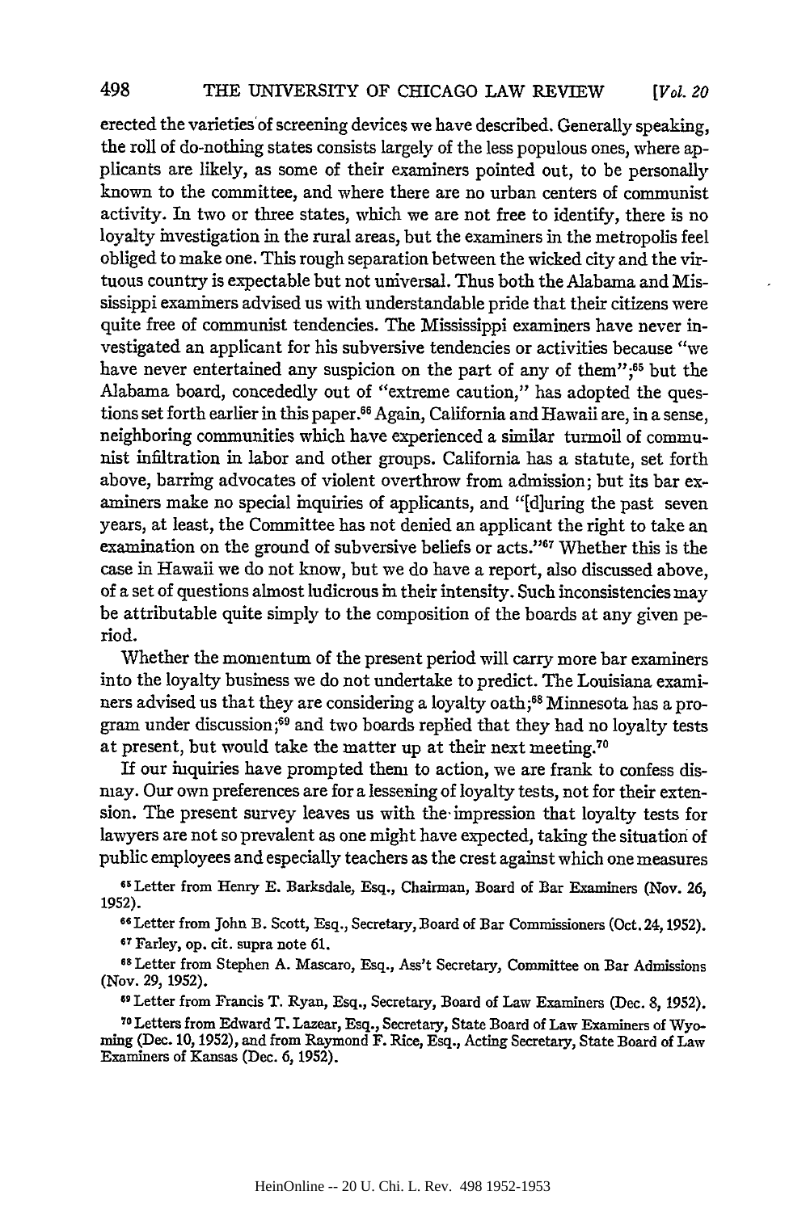erected the varieties of screening devices we have described. Generally speaking, the roll of do-nothing states consists largely of the less populous ones, where applicants are likely, as some of their examiners pointed out, to be personally known to the committee, and where there are no urban centers of communist activity. In two or three states, which we are not free to identify, there is no loyalty investigation in the rural areas, but the examiners in the metropolis feel obliged to make one. This rough separation between the wicked city and the virtuous country is expectable but not universal. Thus both the Alabama and Mississippi examiners advised us with understandable pride that their citizens were quite free of communist tendencies. The Mississippi examiners have never investigated an applicant for his subversive tendencies or activities because "we have never entertained any suspicion on the part of any of them";[65] but the Alabama board, concededly out of "extreme caution," has adopted the questions set forth earlier in this paper.[66] Again, California and Hawaii are, in a sense, neighboring communities which have experienced a similar turmoil of communist infiltration in labor and other groups. California has a statute, set forth above, barring advocates of violent overthrow from admission; but its bar examiners make no special inquiries of applicants, and "[d]uring the past seven years, at least, the Committee has not denied an applicant the right to take an examination on the ground of subversive beliefs or acts."[67] Whether this is the case in Hawaii we do not know, but we do have a report, also discussed above, of a set of questions almost ludicrous in their intensity. Such inconsistencies may be attributable quite simply to the composition of the boards at any given period.

Whether the momentum of the present period will carry more bar examiners into the loyalty business we do not undertake to predict. The Louisiana examiners advised us that they are considering a loyalty oath;[68] Minnesota has a program under discussion;[69] and two boards replied that they had no loyalty tests at present, but would take the matter up at their next meeting.[70]

If our inquiries have prompted them to action, we are frank to confess dismay. Our own preferences are for a lessening of loyalty tests, not for their extension. The present survey leaves us with the impression that loyalty tests for lawyers are not so prevalent as one might have expected, taking the situation of public employees and especially teachers as the crest against which one measures

[65] Letter from Henry E. Barksdale, Esq., Chairman, Board of Bar Examiners (Nov. 26, 1952).

[66] Letter from John B. Scott, Esq., Secretary, Board of Bar Commissioners (Oct. 24, 1952).

[67] Farley, op. cit. supra note 61.

[68] Letter from Stephen A. Mascaro, Esq., Ass't Secretary, Committee on Bar Admissions (Nov. 29, 1952).

[69] Letter from Francis T. Ryan, Esq., Secretary, Board of Law Examiners (Dec. 8, 1952).

[70] Letters from Edward T. Lazear, Esq., Secretary, State Board of Law Examiners of Wyoming (Dec. 10, 1952), and from Raymond F. Rice, Esq., Acting Secretary, State Board of Law Examiners of Kansas (Dec. 6, 1952).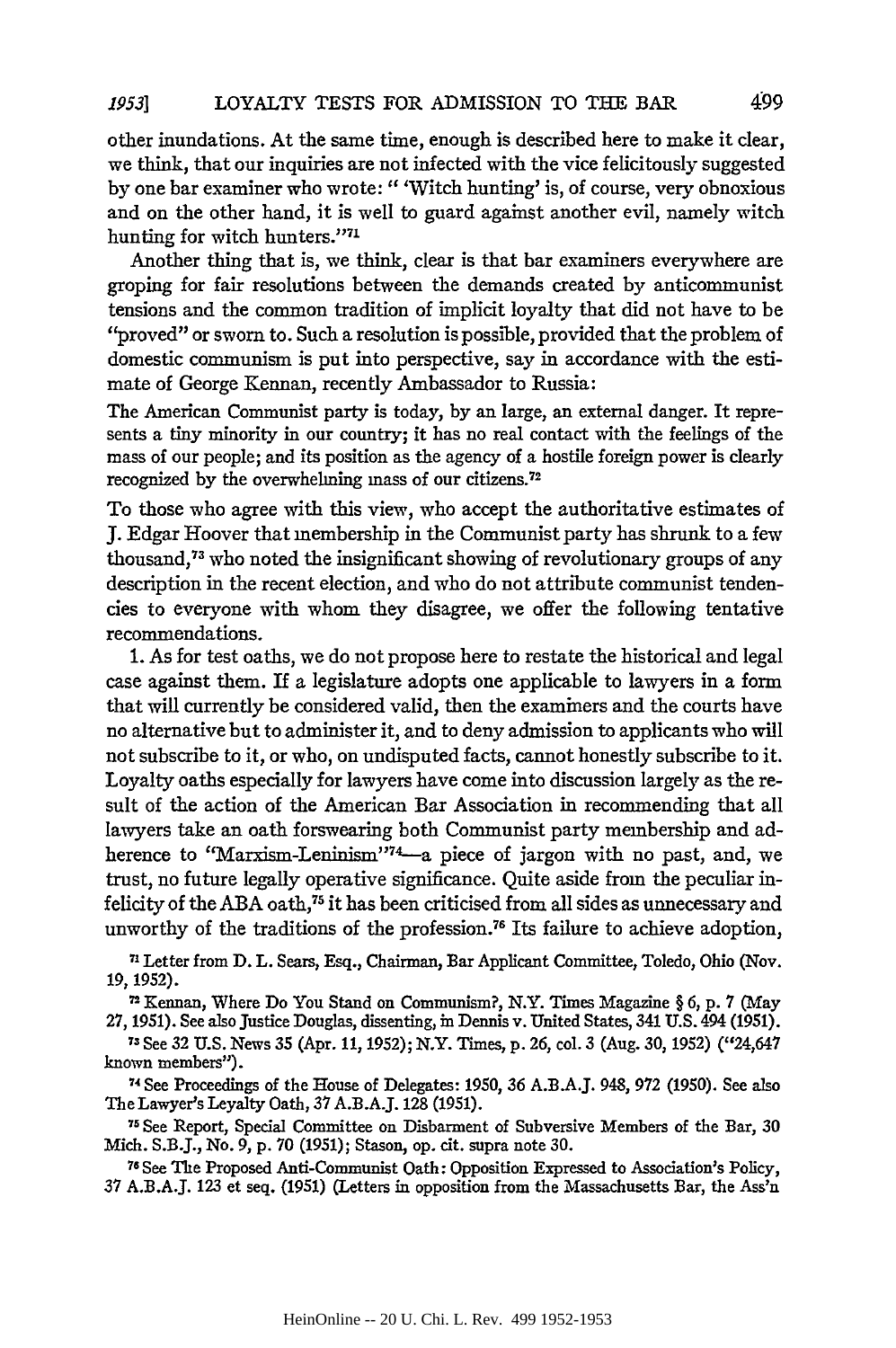other inundations. At the same time, enough is described here to make it clear, we think, that our inquiries are not infected with the vice felicitously suggested by one bar examiner who wrote: " 'Witch hunting' is, of course, very obnoxious and on the other hand, it is well to guard against another evil, namely witch hunting for witch hunters."[71]

Another thing that is, we think, clear is that bar examiners everywhere are groping for fair resolutions between the demands created by anticommunist tensions and the common tradition of implicit loyalty that did not have to be "proved" or sworn to. Such a resolution is possible, provided that the problem of domestic communism is put into perspective, say in accordance with the estimate of George Kennan, recently Ambassador to Russia:

> The American Communist party is today, by an large, an external danger. It represents a tiny minority in our country; it has no real contact with the feelings of the mass of our people; and its position as the agency of a hostile foreign power is clearly recognized by the overwhelming mass of our citizens.[72]

To those who agree with this view, who accept the authoritative estimates of J. Edgar Hoover that membership in the Communist party has shrunk to a few thousand,[73] who noted the insignificant showing of revolutionary groups of any description in the recent election, and who do not attribute communist tendencies to everyone with whom they disagree, we offer the following tentative recommendations.

1. As for test oaths, we do not propose here to restate the historical and legal case against them. If a legislature adopts one applicable to lawyers in a form that will currently be considered valid, then the examiners and the courts have no alternative but to administer it, and to deny admission to applicants who will not subscribe to it, or who, on undisputed facts, cannot honestly subscribe to it. Loyalty oaths especially for lawyers have come into discussion largely as the result of the action of the American Bar Association in recommending that all lawyers take an oath forswearing both Communist party membership and adherence to "Marxism-Leninism"[74]—a piece of jargon with no past, and, we trust, no future legally operative significance. Quite aside from the peculiar infelicity of the ABA oath,[75] it has been criticised from all sides as unnecessary and unworthy of the traditions of the profession.[76] Its failure to achieve adoption,

[71] Letter from D. L. Sears, Esq., Chairman, Bar Applicant Committee, Toledo, Ohio (Nov. 19, 1952).

[72] Kennan, Where Do You Stand on Communism?, N.Y. Times Magazine § 6, p. 7 (May 27, 1951). See also Justice Douglas, dissenting, in Dennis v. United States, 341 U.S. 494 (1951).

[73] See 32 U.S. News 35 (Apr. 11, 1952); N.Y. Times, p. 26, col. 3 (Aug. 30, 1952) ("24,647 known members").

[74] See Proceedings of the House of Delegates: 1950, 36 A.B.A.J. 948, 972 (1950). See also The Lawyer's Loyalty Oath, 37 A.B.A.J. 128 (1951).

[75] See Report, Special Committee on Disbarment of Subversive Members of the Bar, 30 Mich. S.B.J., No. 9, p. 70 (1951); Stason, op. cit. supra note 30.

[76] See The Proposed Anti-Communist Oath: Opposition Expressed to Association's Policy, 37 A.B.A.J. 123 et seq. (1951) (Letters in opposition from the Massachusetts Bar, the Ass'n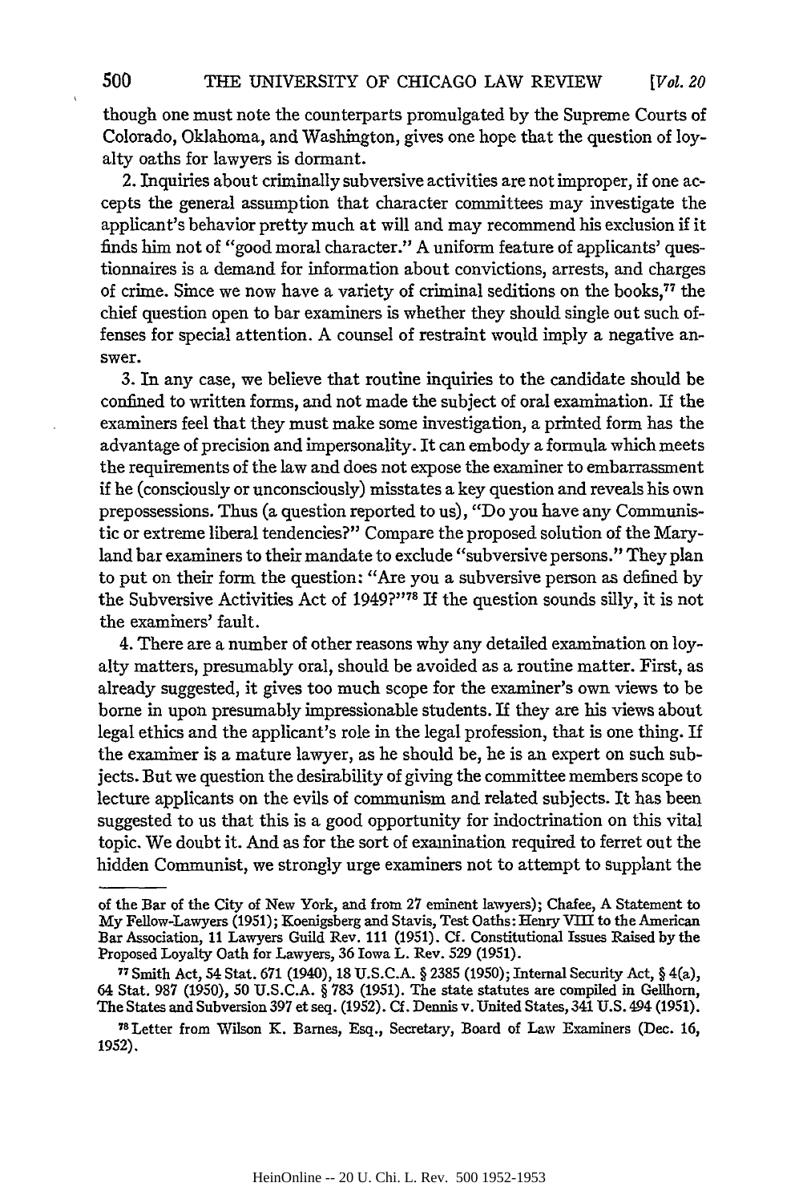though one must note the counterparts promulgated by the Supreme Courts of Colorado, Oklahoma, and Washington, gives one hope that the question of loyalty oaths for lawyers is dormant.

2. Inquiries about criminally subversive activities are not improper, if one accepts the general assumption that character committees may investigate the applicant's behavior pretty much at will and may recommend his exclusion if it finds him not of "good moral character." A uniform feature of applicants' questionnaires is a demand for information about convictions, arrests, and charges of crime. Since we now have a variety of criminal seditions on the books,[77] the chief question open to bar examiners is whether they should single out such offenses for special attention. A counsel of restraint would imply a negative answer.

3. In any case, we believe that routine inquiries to the candidate should be confined to written forms, and not made the subject of oral examination. If the examiners feel that they must make some investigation, a printed form has the advantage of precision and impersonality. It can embody a formula which meets the requirements of the law and does not expose the examiner to embarrassment if he (consciously or unconsciously) misstates a key question and reveals his own prepossessions. Thus (a question reported to us), "Do you have any Communistic or extreme liberal tendencies?" Compare the proposed solution of the Maryland bar examiners to their mandate to exclude "subversive persons." They plan to put on their form the question: "Are you a subversive person as defined by the Subversive Activities Act of 1949?"[78] If the question sounds silly, it is not the examiners' fault.

4. There are a number of other reasons why any detailed examination on loyalty matters, presumably oral, should be avoided as a routine matter. First, as already suggested, it gives too much scope for the examiner's own views to be borne in upon presumably impressionable students. If they are his views about legal ethics and the applicant's role in the legal profession, that is one thing. If the examiner is a mature lawyer, as he should be, he is an expert on such subjects. But we question the desirability of giving the committee members scope to lecture applicants on the evils of communism and related subjects. It has been suggested to us that this is a good opportunity for indoctrination on this vital topic. We doubt it. And as for the sort of examination required to ferret out the hidden Communist, we strongly urge examiners not to attempt to supplant the

---

of the Bar of the City of New York, and from 27 eminent lawyers); Chafee, A Statement to My Fellow-Lawyers (1951); Koenigsberg and Stavis, Test Oaths: Henry VIII to the American Bar Association, 11 Lawyers Guild Rev. 111 (1951). Cf. Constitutional Issues Raised by the Proposed Loyalty Oath for Lawyers, 36 Iowa L. Rev. 529 (1951).

[77] Smith Act, 54 Stat. 671 (1940), 18 U.S.C.A. § 2385 (1950); Internal Security Act, § 4(a), 64 Stat. 987 (1950), 50 U.S.C.A. § 783 (1951). The state statutes are compiled in Gellhorn, The States and Subversion 397 et seq. (1952). Cf. Dennis v. United States, 341 U.S. 494 (1951).

[78] Letter from Wilson K. Barnes, Esq., Secretary, Board of Law Examiners (Dec. 16, 1952).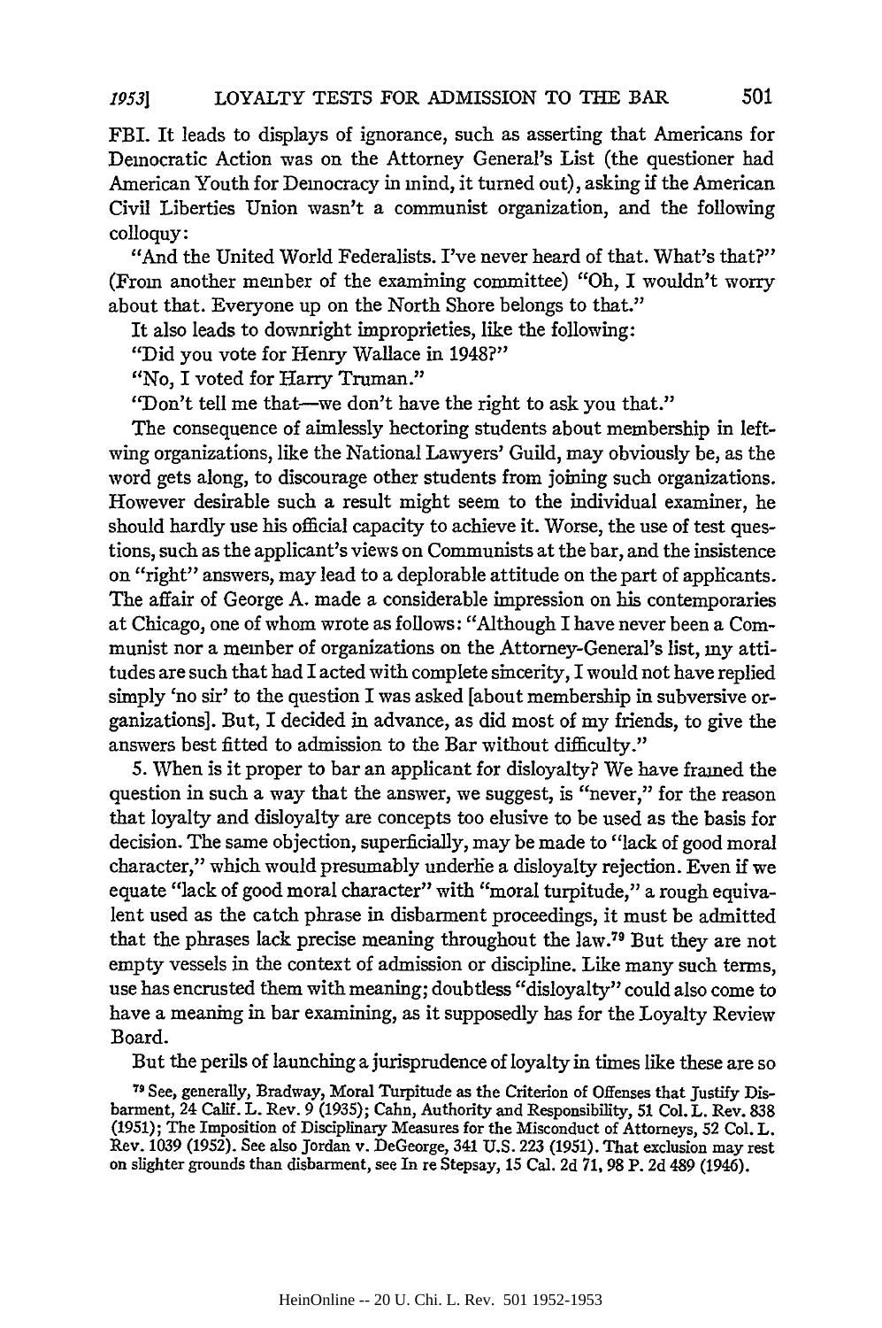FBI. It leads to displays of ignorance, such as asserting that Americans for Democratic Action was on the Attorney General's List (the questioner had American Youth for Democracy in mind, it turned out), asking if the American Civil Liberties Union wasn't a communist organization, and the following colloquy:

"And the United World Federalists. I've never heard of that. What's that?" (From another member of the examining committee) "Oh, I wouldn't worry about that. Everyone up on the North Shore belongs to that."

It also leads to downright improprieties, like the following:

"Did you vote for Henry Wallace in 1948?"

"No, I voted for Harry Truman."

"Don't tell me that—we don't have the right to ask you that."

The consequence of aimlessly hectoring students about membership in left-wing organizations, like the National Lawyers' Guild, may obviously be, as the word gets along, to discourage other students from joining such organizations. However desirable such a result might seem to the individual examiner, he should hardly use his official capacity to achieve it. Worse, the use of test questions, such as the applicant's views on Communists at the bar, and the insistence on "right" answers, may lead to a deplorable attitude on the part of applicants. The affair of George A. made a considerable impression on his contemporaries at Chicago, one of whom wrote as follows: "Although I have never been a Communist nor a member of organizations on the Attorney-General's list, my attitudes are such that had I acted with complete sincerity, I would not have replied simply 'no sir' to the question I was asked [about membership in subversive organizations]. But, I decided in advance, as did most of my friends, to give the answers best fitted to admission to the Bar without difficulty."

5. When is it proper to bar an applicant for disloyalty? We have framed the question in such a way that the answer, we suggest, is "never," for the reason that loyalty and disloyalty are concepts too elusive to be used as the basis for decision. The same objection, superficially, may be made to "lack of good moral character," which would presumably underlie a disloyalty rejection. Even if we equate "lack of good moral character" with "moral turpitude," a rough equivalent used as the catch phrase in disbarment proceedings, it must be admitted that the phrases lack precise meaning throughout the law.[79] But they are not empty vessels in the context of admission or discipline. Like many such terms, use has encrusted them with meaning; doubtless "disloyalty" could also come to have a meaning in bar examining, as it supposedly has for the Loyalty Review Board.

But the perils of launching a jurisprudence of loyalty in times like these are so

[79] See, generally, Bradway, Moral Turpitude as the Criterion of Offenses that Justify Disbarment, 24 Calif. L. Rev. 9 (1935); Cahn, Authority and Responsibility, 51 Col. L. Rev. 838 (1951); The Imposition of Disciplinary Measures for the Misconduct of Attorneys, 52 Col. L. Rev. 1039 (1952). See also Jordan v. DeGeorge, 341 U.S. 223 (1951). That exclusion may rest on slighter grounds than disbarment, see In re Stepsay, 15 Cal. 2d 71, 98 P. 2d 489 (1946).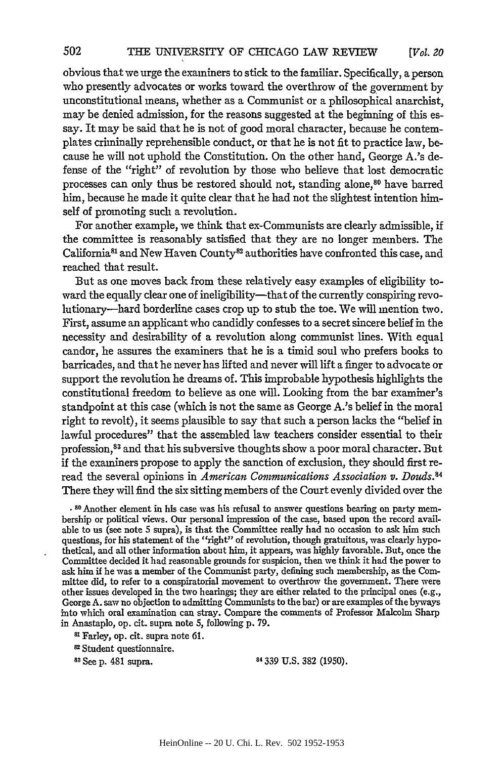obvious that we urge the examiners to stick to the familiar. Specifically, a person who presently advocates or works toward the overthrow of the government by unconstitutional means, whether as a Communist or a philosophical anarchist, may be denied admission, for the reasons suggested at the beginning of this essay. It may be said that he is not of good moral character, because he contemplates criminally reprehensible conduct, or that he is not fit to practice law, because he will not uphold the Constitution. On the other hand, George A.'s defense of the "right" of revolution by those who believe that lost democratic processes can only thus be restored should not, standing alone,[80] have barred him, because he made it quite clear that he had not the slightest intention himself of promoting such a revolution.

For another example, we think that ex-Communists are clearly admissible, if the committee is reasonably satisfied that they are no longer members. The California[81] and New Haven County[82] authorities have confronted this case, and reached that result.

But as one moves back from these relatively easy examples of eligibility toward the equally clear one of ineligibility—that of the currently conspiring revolutionary—hard borderline cases crop up to stub the toe. We will mention two. First, assume an applicant who candidly confesses to a secret sincere belief in the necessity and desirability of a revolution along communist lines. With equal candor, he assures the examiners that he is a timid soul who prefers books to barricades, and that he never has lifted and never will lift a finger to advocate or support the revolution he dreams of. This improbable hypothesis highlights the constitutional freedom to believe as one will. Looking from the bar examiner's standpoint at this case (which is not the same as George A.'s belief in the moral right to revolt), it seems plausible to say that such a person lacks the "belief in lawful procedures" that the assembled law teachers consider essential to their profession,[83] and that his subversive thoughts show a poor moral character. But if the examiners propose to apply the sanction of exclusion, they should first reread the several opinions in *American Communications Association v. Douds*.[84] There they will find the six sitting members of the Court evenly divided over the

[80] Another element in his case was his refusal to answer questions bearing on party membership or political views. Our personal impression of the case, based upon the record available to us (see note 5 supra), is that the Committee really had no occasion to ask him such questions, for his statement of the "right" of revolution, though gratuitous, was clearly hypothetical, and all other information about him, it appears, was highly favorable. But, once the Committee decided it had reasonable grounds for suspicion, then we think it had the power to ask him if he was a member of the Communist party, defining such membership, as the Committee did, to refer to a conspiratorial movement to overthrow the government. There were other issues developed in the two hearings; they are either related to the principal ones (e.g., George A. saw no objection to admitting Communists to the bar) or are examples of the byways into which oral examination can stray. Compare the comments of Professor Malcolm Sharp in Anastaplo, op. cit. supra note 5, following p. 79.

[81] Farley, op. cit. supra note 61.

[82] Student questionnaire.

[83] See p. 481 supra.

[84] 339 U.S. 382 (1950).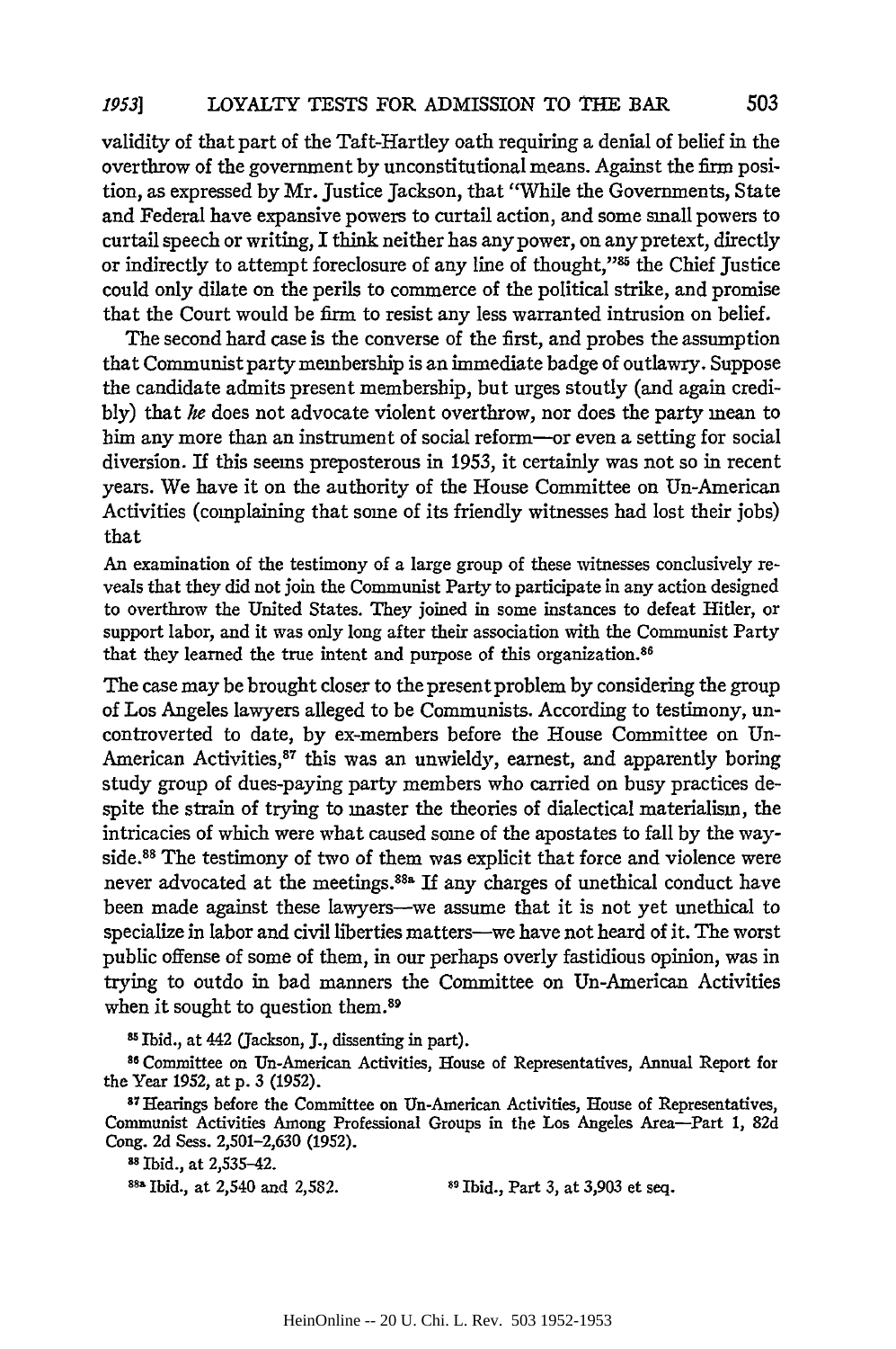validity of that part of the Taft-Hartley oath requiring a denial of belief in the overthrow of the government by unconstitutional means. Against the firm position, as expressed by Mr. Justice Jackson, that "While the Governments, State and Federal have expansive powers to curtail action, and some small powers to curtail speech or writing, I think neither has any power, on any pretext, directly or indirectly to attempt foreclosure of any line of thought,"[85] the Chief Justice could only dilate on the perils to commerce of the political strike, and promise that the Court would be firm to resist any less warranted intrusion on belief.

The second hard case is the converse of the first, and probes the assumption that Communist party membership is an immediate badge of outlawry. Suppose the candidate admits present membership, but urges stoutly (and again credibly) that *he* does not advocate violent overthrow, nor does the party mean to him any more than an instrument of social reform—or even a setting for social diversion. If this seems preposterous in 1953, it certainly was not so in recent years. We have it on the authority of the House Committee on Un-American Activities (complaining that some of its friendly witnesses had lost their jobs) that

> An examination of the testimony of a large group of these witnesses conclusively reveals that they did not join the Communist Party to participate in any action designed to overthrow the United States. They joined in some instances to defeat Hitler, or support labor, and it was only long after their association with the Communist Party that they learned the true intent and purpose of this organization.[86]

The case may be brought closer to the present problem by considering the group of Los Angeles lawyers alleged to be Communists. According to testimony, uncontroverted to date, by ex-members before the House Committee on Un-American Activities,[87] this was an unwieldy, earnest, and apparently boring study group of dues-paying party members who carried on busy practices despite the strain of trying to master the theories of dialectical materialism, the intricacies of which were what caused some of the apostates to fall by the wayside.[88] The testimony of two of them was explicit that force and violence were never advocated at the meetings.[88a] If any charges of unethical conduct have been made against these lawyers—we assume that it is not yet unethical to specialize in labor and civil liberties matters—we have not heard of it. The worst public offense of some of them, in our perhaps overly fastidious opinion, was in trying to outdo in bad manners the Committee on Un-American Activities when it sought to question them.[89]

[85] Ibid., at 442 (Jackson, J., dissenting in part).

[86] Committee on Un-American Activities, House of Representatives, Annual Report for the Year 1952, at p. 3 (1952).

[87] Hearings before the Committee on Un-American Activities, House of Representatives, Communist Activities Among Professional Groups in the Los Angeles Area—Part 1, 82d Cong. 2d Sess. 2,501–2,630 (1952).

[88] Ibid., at 2,535–42.

[88a] Ibid., at 2,540 and 2,582.

[89] Ibid., Part 3, at 3,903 et seq.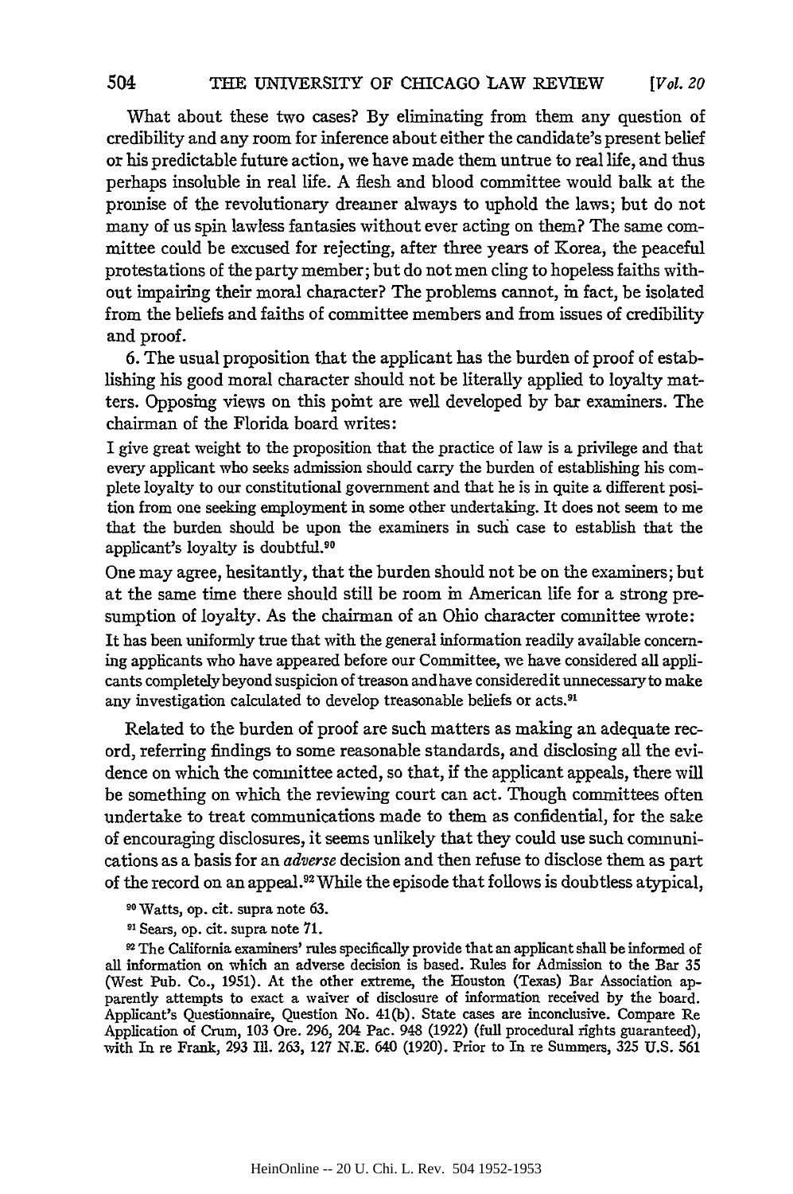What about these two cases? By eliminating from them any question of credibility and any room for inference about either the candidate's present belief or his predictable future action, we have made them untrue to real life, and thus perhaps insoluble in real life. A flesh and blood committee would balk at the promise of the revolutionary dreamer always to uphold the laws; but do not many of us spin lawless fantasies without ever acting on them? The same committee could be excused for rejecting, after three years of Korea, the peaceful protestations of the party member; but do not men cling to hopeless faiths without impairing their moral character? The problems cannot, in fact, be isolated from the beliefs and faiths of committee members and from issues of credibility and proof.

6. The usual proposition that the applicant has the burden of proof of establishing his good moral character should not be literally applied to loyalty matters. Opposing views on this point are well developed by bar examiners. The chairman of the Florida board writes:

> I give great weight to the proposition that the practice of law is a privilege and that every applicant who seeks admission should carry the burden of establishing his complete loyalty to our constitutional government and that he is in quite a different position from one seeking employment in some other undertaking. It does not seem to me that the burden should be upon the examiners in such case to establish that the applicant's loyalty is doubtful.[90]

One may agree, hesitantly, that the burden should not be on the examiners; but at the same time there should still be room in American life for a strong presumption of loyalty. As the chairman of an Ohio character committee wrote:

> It has been uniformly true that with the general information readily available concerning applicants who have appeared before our Committee, we have considered all applicants completely beyond suspicion of treason and have considered it unnecessary to make any investigation calculated to develop treasonable beliefs or acts.[91]

Related to the burden of proof are such matters as making an adequate record, referring findings to some reasonable standards, and disclosing all the evidence on which the committee acted, so that, if the applicant appeals, there will be something on which the reviewing court can act. Though committees often undertake to treat communications made to them as confidential, for the sake of encouraging disclosures, it seems unlikely that they could use such communications as a basis for an *adverse* decision and then refuse to disclose them as part of the record on an appeal.[92] While the episode that follows is doubtless atypical,

[90] Watts, op. cit. supra note 63.

[91] Sears, op. cit. supra note 71.

[92] The California examiners' rules specifically provide that an applicant shall be informed of all information on which an adverse decision is based. Rules for Admission to the Bar 35 (West Pub. Co., 1951). At the other extreme, the Houston (Texas) Bar Association apparently attempts to exact a waiver of disclosure of information received by the board. Applicant's Questionnaire, Question No. 41(b). State cases are inconclusive. Compare Re Application of Crum, 103 Ore. 296, 204 Pac. 948 (1922) (full procedural rights guaranteed), with In re Frank, 293 Ill. 263, 127 N.E. 640 (1920). Prior to In re Summers, 325 U.S. 561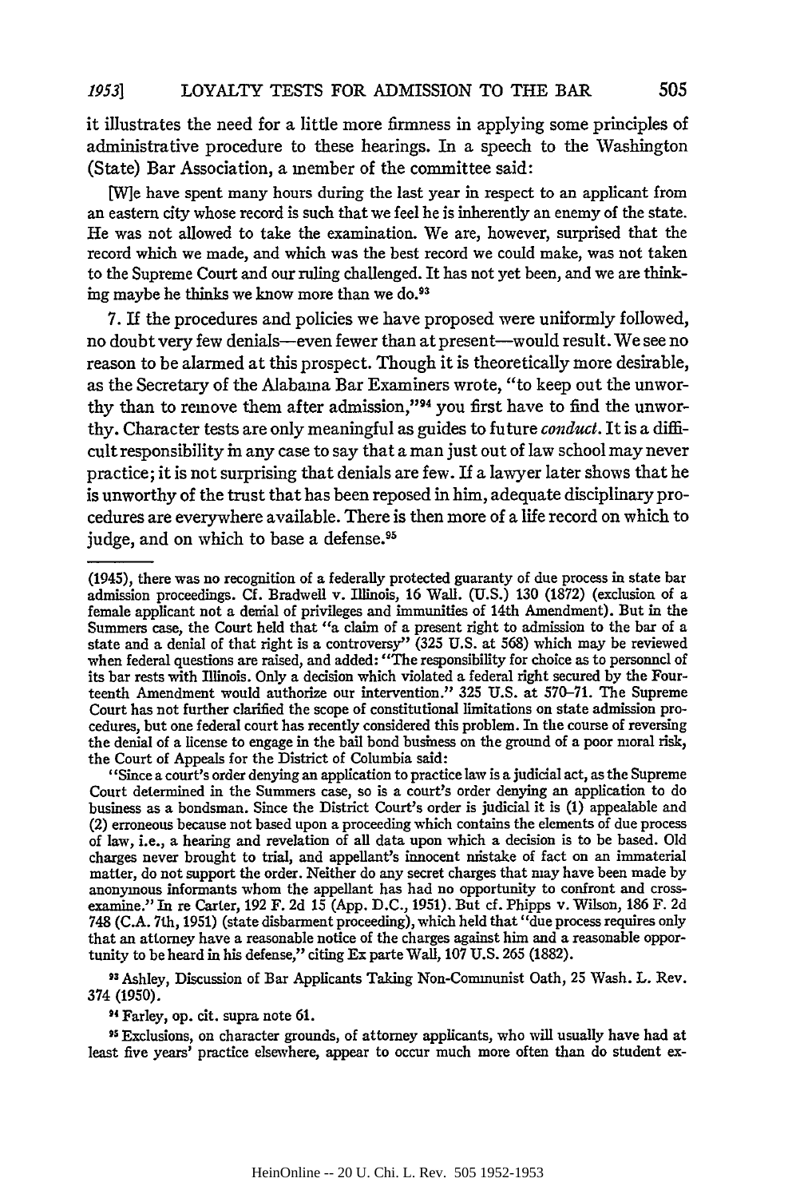it illustrates the need for a little more firmness in applying some principles of administrative procedure to these hearings. In a speech to the Washington (State) Bar Association, a member of the committee said:

> [W]e have spent many hours during the last year in respect to an applicant from an eastern city whose record is such that we feel he is inherently an enemy of the state. He was not allowed to take the examination. We are, however, surprised that the record which we made, and which was the best record we could make, was not taken to the Supreme Court and our ruling challenged. It has not yet been, and we are thinking maybe he thinks we know more than we do.[93]

7. If the procedures and policies we have proposed were uniformly followed, no doubt very few denials—even fewer than at present—would result. We see no reason to be alarmed at this prospect. Though it is theoretically more desirable, as the Secretary of the Alabama Bar Examiners wrote, "to keep out the unworthy than to remove them after admission,"[94] you first have to find the unworthy. Character tests are only meaningful as guides to future *conduct*. It is a difficult responsibility in any case to say that a man just out of law school may never practice; it is not surprising that denials are few. If a lawyer later shows that he is unworthy of the trust that has been reposed in him, adequate disciplinary procedures are everywhere available. There is then more of a life record on which to judge, and on which to base a defense.[95]

---

(1945), there was no recognition of a federally protected guaranty of due process in state bar admission proceedings. Cf. Bradwell v. Illinois, 16 Wall. (U.S.) 130 (1872) (exclusion of a female applicant not a denial of privileges and immunities of 14th Amendment). But in the Summers case, the Court held that "a claim of a present right to admission to the bar of a state and a denial of that right is a controversy" (325 U.S. at 568) which may be reviewed when federal questions are raised, and added: "The responsibility for choice as to personnel of its bar rests with Illinois. Only a decision which violated a federal right secured by the Fourteenth Amendment would authorize our intervention." 325 U.S. at 570–71. The Supreme Court has not further clarified the scope of constitutional limitations on state admission procedures, but one federal court has recently considered this problem. In the course of reversing the denial of a license to engage in the bail bond business on the ground of a poor moral risk, the Court of Appeals for the District of Columbia said:

"Since a court's order denying an application to practice law is a judicial act, as the Supreme Court determined in the Summers case, so is a court's order denying an application to do business as a bondsman. Since the District Court's order is judicial it is (1) appealable and (2) erroneous because not based upon a proceeding which contains the elements of due process of law, i.e., a hearing and revelation of all data upon which a decision is to be based. Old charges never brought to trial, and appellant's innocent mistake of fact on an immaterial matter, do not support the order. Neither do any secret charges that may have been made by anonymous informants whom the appellant has had no opportunity to confront and cross-examine." In re Carter, 192 F. 2d 15 (App. D.C., 1951). But cf. Phipps v. Wilson, 186 F. 2d 748 (C.A. 7th, 1951) (state disbarment proceeding), which held that "due process requires only that an attorney have a reasonable notice of the charges against him and a reasonable opportunity to be heard in his defense," citing Ex parte Wall, 107 U.S. 265 (1882).

[93] Ashley, Discussion of Bar Applicants Taking Non-Communist Oath, 25 Wash. L. Rev. 374 (1950).

[94] Farley, op. cit. supra note 61.

[95] Exclusions, on character grounds, of attorney applicants, who will usually have had at least five years' practice elsewhere, appear to occur much more often than do student ex-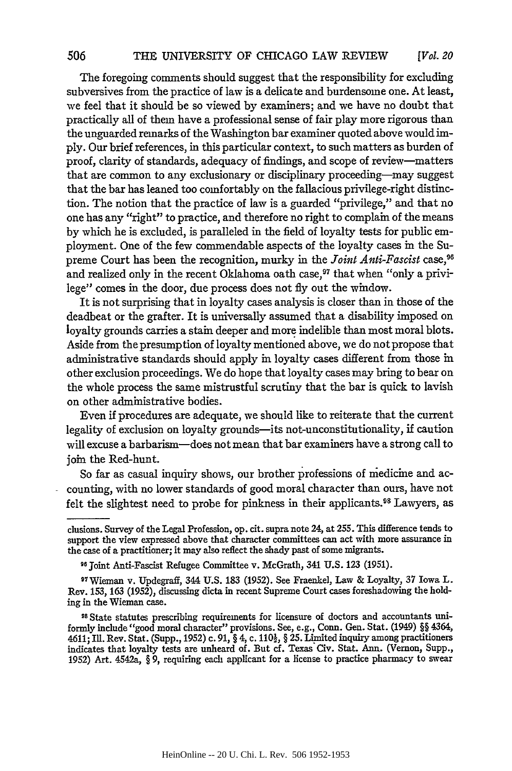The foregoing comments should suggest that the responsibility for excluding subversives from the practice of law is a delicate and burdensome one. At least, we feel that it should be so viewed by examiners; and we have no doubt that practically all of them have a professional sense of fair play more rigorous than the unguarded remarks of the Washington bar examiner quoted above would imply. Our brief references, in this particular context, to such matters as burden of proof, clarity of standards, adequacy of findings, and scope of review—matters that are common to any exclusionary or disciplinary proceeding—may suggest that the bar has leaned too comfortably on the fallacious privilege-right distinction. The notion that the practice of law is a guarded "privilege," and that no one has any "right" to practice, and therefore no right to complain of the means by which he is excluded, is paralleled in the field of loyalty tests for public employment. One of the few commendable aspects of the loyalty cases in the Supreme Court has been the recognition, murky in the *Joint Anti-Fascist* case,[96] and realized only in the recent Oklahoma oath case,[97] that when "only a privilege" comes in the door, due process does not fly out the window.

It is not surprising that in loyalty cases analysis is closer than in those of the deadbeat or the grafter. It is universally assumed that a disability imposed on loyalty grounds carries a stain deeper and more indelible than most moral blots. Aside from the presumption of loyalty mentioned above, we do not propose that administrative standards should apply in loyalty cases different from those in other exclusion proceedings. We do hope that loyalty cases may bring to bear on the whole process the same mistrustful scrutiny that the bar is quick to lavish on other administrative bodies.

Even if procedures are adequate, we should like to reiterate that the current legality of exclusion on loyalty grounds—its not-unconstitutionality, if caution will excuse a barbarism—does not mean that bar examiners have a strong call to join the Red-hunt.

So far as casual inquiry shows, our brother professions of medicine and accounting, with no lower standards of good moral character than ours, have not felt the slightest need to probe for pinkness in their applicants.[98] Lawyers, as

---

clusions. Survey of the Legal Profession, op. cit. supra note 24, at 255. This difference tends to support the view expressed above that character committees can act with more assurance in the case of a practitioner; it may also reflect the shady past of some migrants.

[96] Joint Anti-Fascist Refugee Committee v. McGrath, 341 U.S. 123 (1951).

[97] Wieman v. Updegraff, 344 U.S. 183 (1952). See Fraenkel, Law & Loyalty, 37 Iowa L. Rev. 153, 163 (1952), discussing dicta in recent Supreme Court cases foreshadowing the holding in the Wieman case.

[98] State statutes prescribing requirements for licensure of doctors and accountants uniformly include "good moral character" provisions. See, e.g., Conn. Gen. Stat. (1949) §§ 4364, 4611; Ill. Rev. Stat. (Supp., 1952) c. 91, § 4, c. 110½, § 25. Limited inquiry among practitioners indicates that loyalty tests are unheard of. But cf. Texas Civ. Stat. Ann. (Vernon, Supp., 1952) Art. 4542a, § 9, requiring each applicant for a license to practice pharmacy to swear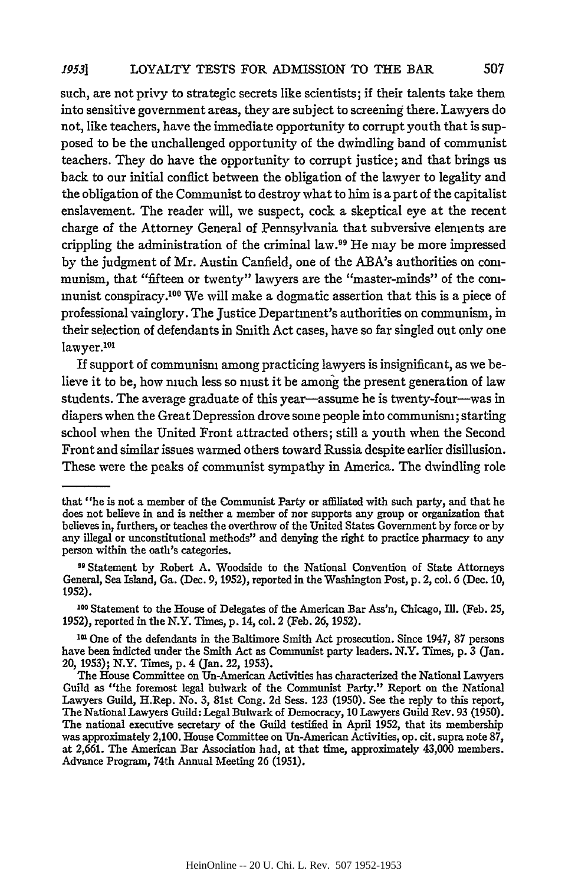such, are not privy to strategic secrets like scientists; if their talents take them into sensitive government areas, they are subject to screening there. Lawyers do not, like teachers, have the immediate opportunity to corrupt youth that is supposed to be the unchallenged opportunity of the dwindling band of communist teachers. They do have the opportunity to corrupt justice; and that brings us back to our initial conflict between the obligation of the lawyer to legality and the obligation of the Communist to destroy what to him is a part of the capitalist enslavement. The reader will, we suspect, cock a skeptical eye at the recent charge of the Attorney General of Pennsylvania that subversive elements are crippling the administration of the criminal law.[99] He may be more impressed by the judgment of Mr. Austin Canfield, one of the ABA's authorities on communism, that "fifteen or twenty" lawyers are the "master-minds" of the communist conspiracy.[100] We will make a dogmatic assertion that this is a piece of professional vainglory. The Justice Department's authorities on communism, in their selection of defendants in Smith Act cases, have so far singled out only one lawyer.[101]

If support of communism among practicing lawyers is insignificant, as we believe it to be, how much less so must it be among the present generation of law students. The average graduate of this year—assume he is twenty-four—was in diapers when the Great Depression drove some people into communism; starting school when the United Front attracted others; still a youth when the Second Front and similar issues warmed others toward Russia despite earlier disillusion. These were the peaks of communist sympathy in America. The dwindling role

---

that "he is not a member of the Communist Party or affiliated with such party, and that he does not believe in and is neither a member of nor supports any group or organization that believes in, furthers, or teaches the overthrow of the United States Government by force or by any illegal or unconstitutional methods" and denying the right to practice pharmacy to any person within the oath's categories.

[99] Statement by Robert A. Woodside to the National Convention of State Attorneys General, Sea Island, Ga. (Dec. 9, 1952), reported in the Washington Post, p. 2, col. 6 (Dec. 10, 1952).

[100] Statement to the House of Delegates of the American Bar Ass'n, Chicago, Ill. (Feb. 25, 1952), reported in the N.Y. Times, p. 14, col. 2 (Feb. 26, 1952).

[101] One of the defendants in the Baltimore Smith Act prosecution. Since 1947, 87 persons have been indicted under the Smith Act as Communist party leaders. N.Y. Times, p. 3 (Jan. 20, 1953); N.Y. Times, p. 4 (Jan. 22, 1953).

The House Committee on Un-American Activities has characterized the National Lawyers Guild as "the foremost legal bulwark of the Communist Party." Report on the National Lawyers Guild, H.Rep. No. 3, 81st Cong. 2d Sess. 123 (1950). See the reply to this report, The National Lawyers Guild: Legal Bulwark of Democracy, 10 Lawyers Guild Rev. 93 (1950). The national executive secretary of the Guild testified in April 1952, that its membership was approximately 2,100. House Committee on Un-American Activities, op. cit. supra note 87, at 2,661. The American Bar Association had, at that time, approximately 43,000 members. Advance Program, 74th Annual Meeting 26 (1951).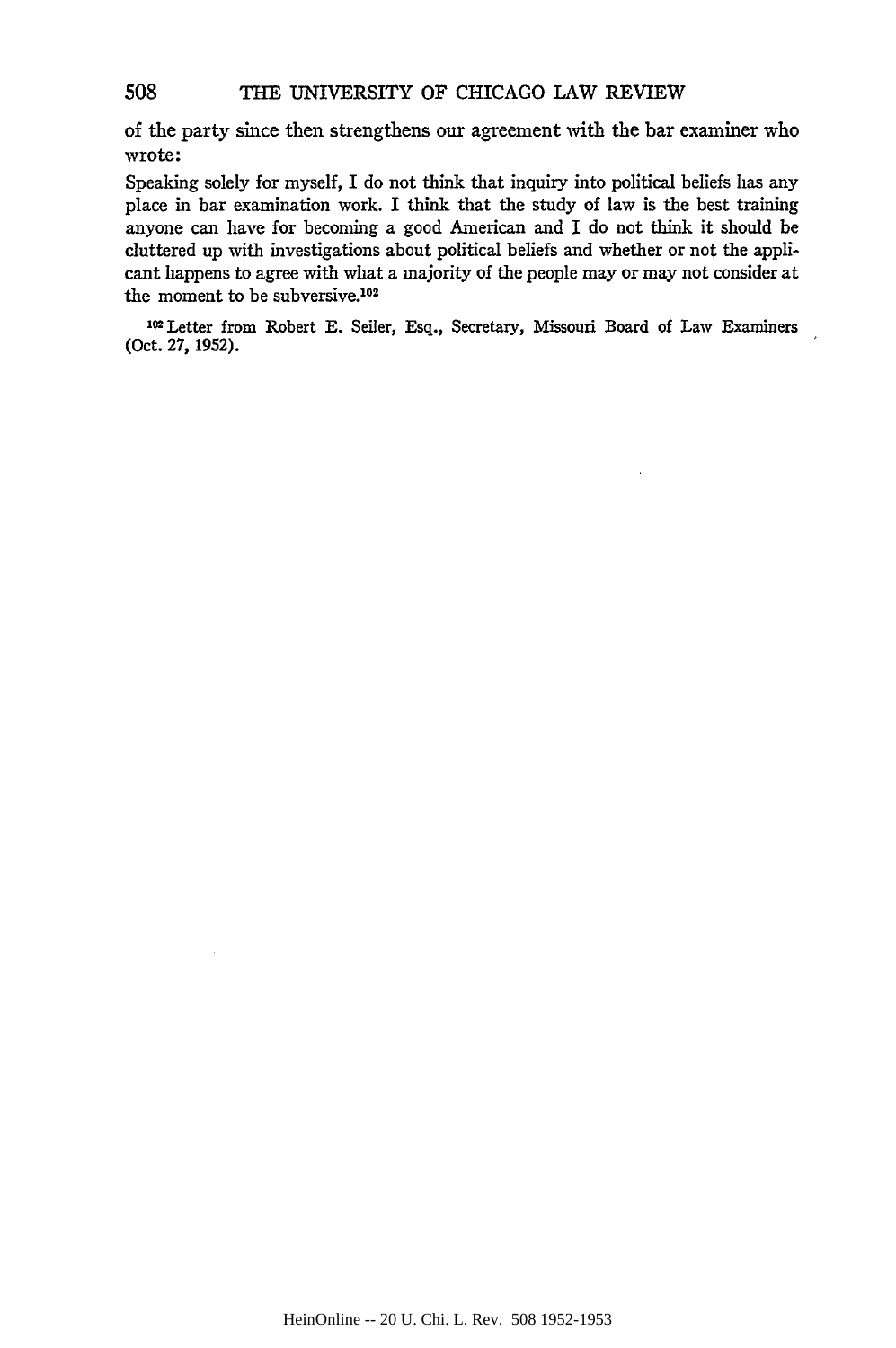of the party since then strengthens our agreement with the bar examiner who wrote:

> Speaking solely for myself, I do not think that inquiry into political beliefs has any place in bar examination work. I think that the study of law is the best training anyone can have for becoming a good American and I do not think it should be cluttered up with investigations about political beliefs and whether or not the applicant happens to agree with what a majority of the people may or may not consider at the moment to be subversive.[102]

[102] Letter from Robert E. Seiler, Esq., Secretary, Missouri Board of Law Examiners (Oct. 27, 1952).